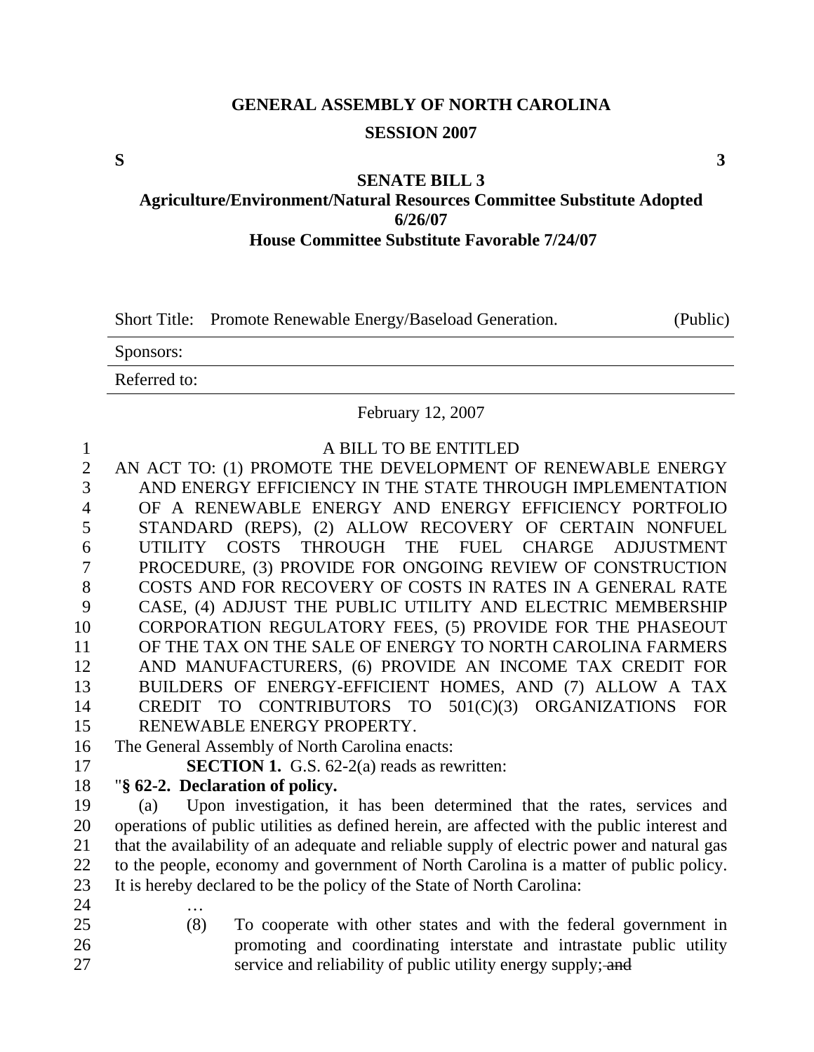**GENERAL ASSEMBLY OF NORTH CAROLINA**

**SESSION 2007**

**S** **3**

**SENATE BILL 3**

**Agriculture/Environment/Natural Resources Committee Substitute Adopted 6/26/07**

**House Committee Substitute Favorable 7/24/07**

Short Title: Promote Renewable Energy/Baseload Generation. (Public)

Sponsors:

Referred to:

February 12, 2007

A BILL TO BE ENTITLED

AN ACT TO: (1) PROMOTE THE DEVELOPMENT OF RENEWABLE ENERGY AND ENERGY EFFICIENCY IN THE STATE THROUGH IMPLEMENTATION OF A RENEWABLE ENERGY AND ENERGY EFFICIENCY PORTFOLIO STANDARD (REPS), (2) ALLOW RECOVERY OF CERTAIN NONFUEL UTILITY COSTS THROUGH THE FUEL CHARGE ADJUSTMENT PROCEDURE, (3) PROVIDE FOR ONGOING REVIEW OF CONSTRUCTION COSTS AND FOR RECOVERY OF COSTS IN RATES IN A GENERAL RATE CASE, (4) ADJUST THE PUBLIC UTILITY AND ELECTRIC MEMBERSHIP CORPORATION REGULATORY FEES, (5) PROVIDE FOR THE PHASEOUT OF THE TAX ON THE SALE OF ENERGY TO NORTH CAROLINA FARMERS AND MANUFACTURERS, (6) PROVIDE AN INCOME TAX CREDIT FOR BUILDERS OF ENERGY-EFFICIENT HOMES, AND (7) ALLOW A TAX CREDIT TO CONTRIBUTORS TO 501(C)(3) ORGANIZATIONS FOR RENEWABLE ENERGY PROPERTY.

The General Assembly of North Carolina enacts:

**SECTION 1.** G.S. 62-2(a) reads as rewritten:

"**§ 62-2. Declaration of policy.**

(a) Upon investigation, it has been determined that the rates, services and operations of public utilities as defined herein, are affected with the public interest and that the availability of an adequate and reliable supply of electric power and natural gas to the people, economy and government of North Carolina is a matter of public policy. It is hereby declared to be the policy of the State of North Carolina:

…

(8) To cooperate with other states and with the federal government in promoting and coordinating interstate and intrastate public utility service and reliability of public utility energy supply; ~~and~~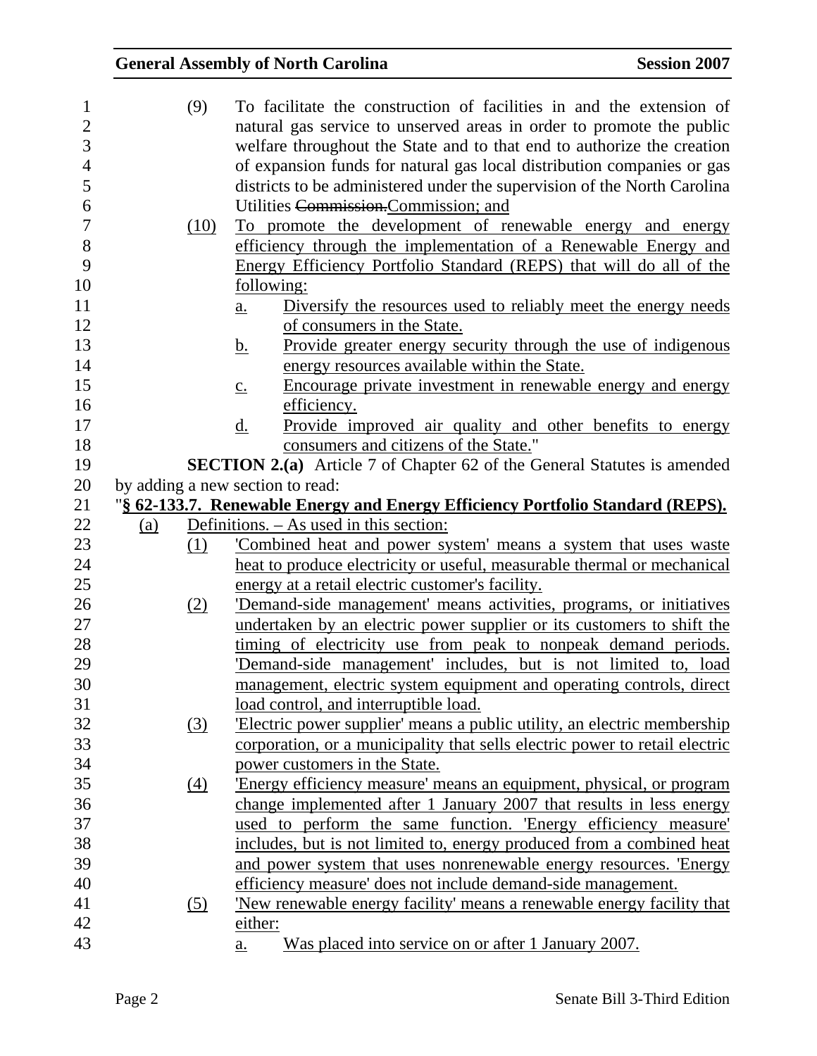(9) To facilitate the construction of facilities in and the extension of natural gas service to unserved areas in order to promote the public welfare throughout the State and to that end to authorize the creation of expansion funds for natural gas local distribution companies or gas districts to be administered under the supervision of the North Carolina Utilities ~~Commission.~~Commission; and

(10) To promote the development of renewable energy and energy efficiency through the implementation of a Renewable Energy and Energy Efficiency Portfolio Standard (REPS) that will do all of the following:

a. Diversify the resources used to reliably meet the energy needs of consumers in the State.

b. Provide greater energy security through the use of indigenous energy resources available within the State.

c. Encourage private investment in renewable energy and energy efficiency.

d. Provide improved air quality and other benefits to energy consumers and citizens of the State."

**SECTION 2.(a)** Article 7 of Chapter 62 of the General Statutes is amended by adding a new section to read:

"**§ 62-133.7. Renewable Energy and Energy Efficiency Portfolio Standard (REPS).**

(a) Definitions. – As used in this section:

(1) 'Combined heat and power system' means a system that uses waste heat to produce electricity or useful, measurable thermal or mechanical energy at a retail electric customer's facility.

(2) 'Demand-side management' means activities, programs, or initiatives undertaken by an electric power supplier or its customers to shift the timing of electricity use from peak to nonpeak demand periods. 'Demand-side management' includes, but is not limited to, load management, electric system equipment and operating controls, direct load control, and interruptible load.

(3) 'Electric power supplier' means a public utility, an electric membership corporation, or a municipality that sells electric power to retail electric power customers in the State.

(4) 'Energy efficiency measure' means an equipment, physical, or program change implemented after 1 January 2007 that results in less energy used to perform the same function. 'Energy efficiency measure' includes, but is not limited to, energy produced from a combined heat and power system that uses nonrenewable energy resources. 'Energy efficiency measure' does not include demand-side management.

(5) 'New renewable energy facility' means a renewable energy facility that either:

a. Was placed into service on or after 1 January 2007.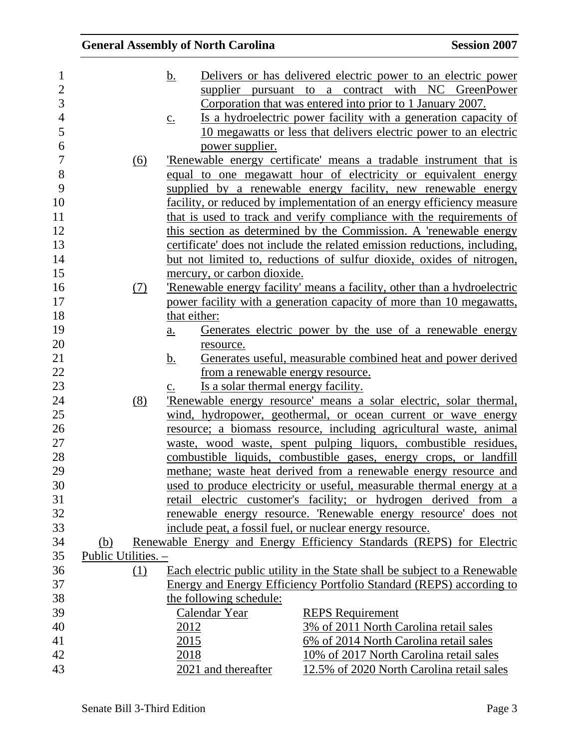b. Delivers or has delivered electric power to an electric power supplier pursuant to a contract with NC GreenPower Corporation that was entered into prior to 1 January 2007.

c. Is a hydroelectric power facility with a generation capacity of 10 megawatts or less that delivers electric power to an electric power supplier.

(6) 'Renewable energy certificate' means a tradable instrument that is equal to one megawatt hour of electricity or equivalent energy supplied by a renewable energy facility, new renewable energy facility, or reduced by implementation of an energy efficiency measure that is used to track and verify compliance with the requirements of this section as determined by the Commission. A 'renewable energy certificate' does not include the related emission reductions, including, but not limited to, reductions of sulfur dioxide, oxides of nitrogen, mercury, or carbon dioxide.

(7) 'Renewable energy facility' means a facility, other than a hydroelectric power facility with a generation capacity of more than 10 megawatts, that either:

a. Generates electric power by the use of a renewable energy resource.

b. Generates useful, measurable combined heat and power derived from a renewable energy resource.

c. Is a solar thermal energy facility.

(8) 'Renewable energy resource' means a solar electric, solar thermal, wind, hydropower, geothermal, or ocean current or wave energy resource; a biomass resource, including agricultural waste, animal waste, wood waste, spent pulping liquors, combustible residues, combustible liquids, combustible gases, energy crops, or landfill methane; waste heat derived from a renewable energy resource and used to produce electricity or useful, measurable thermal energy at a retail electric customer's facility; or hydrogen derived from a renewable energy resource. 'Renewable energy resource' does not include peat, a fossil fuel, or nuclear energy resource.

(b) Renewable Energy and Energy Efficiency Standards (REPS) for Electric Public Utilities. –

(1) Each electric public utility in the State shall be subject to a Renewable Energy and Energy Efficiency Portfolio Standard (REPS) according to the following schedule:

| Calendar Year | REPS Requirement |
| --- | --- |
| 2012 | 3% of 2011 North Carolina retail sales |
| 2015 | 6% of 2014 North Carolina retail sales |
| 2018 | 10% of 2017 North Carolina retail sales |
| 2021 and thereafter | 12.5% of 2020 North Carolina retail sales |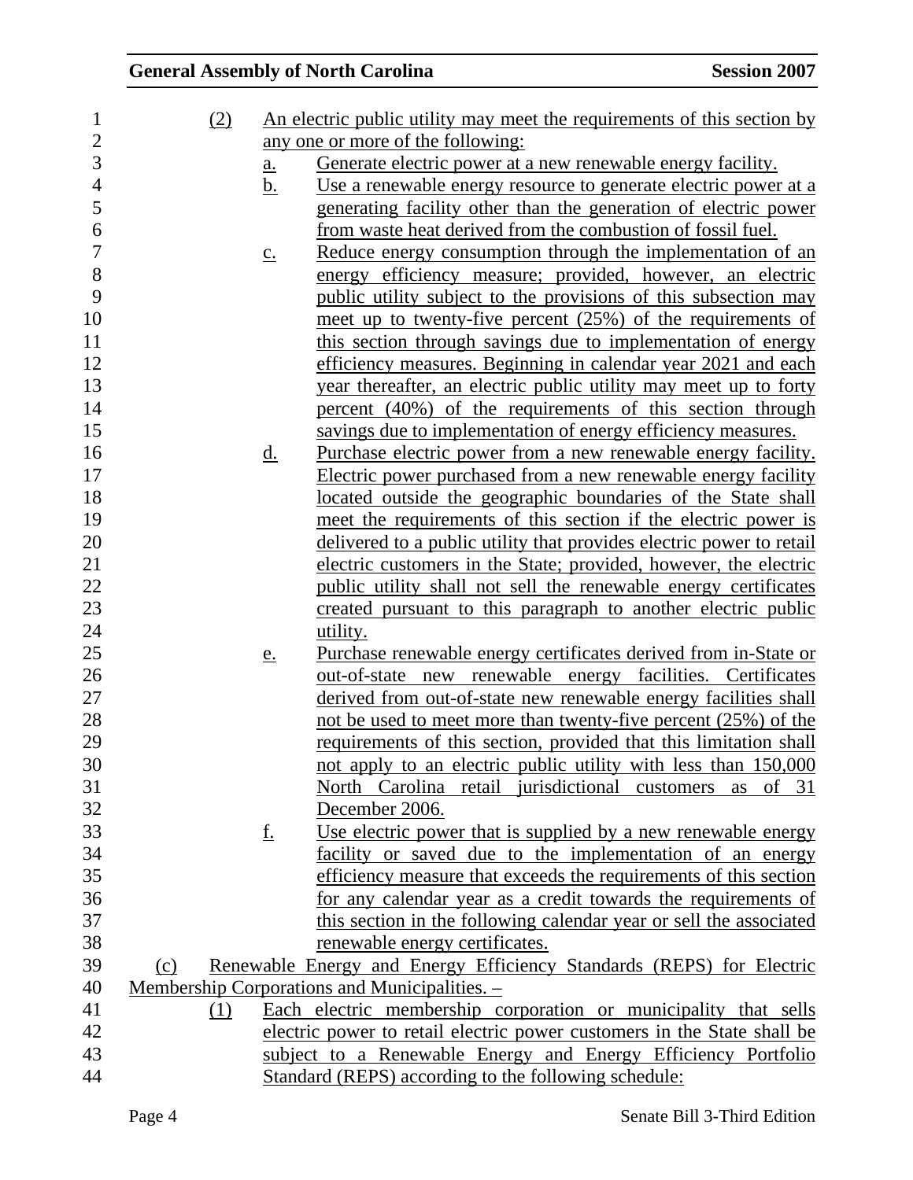(2) An electric public utility may meet the requirements of this section by any one or more of the following:

a. Generate electric power at a new renewable energy facility.

b. Use a renewable energy resource to generate electric power at a generating facility other than the generation of electric power from waste heat derived from the combustion of fossil fuel.

c. Reduce energy consumption through the implementation of an energy efficiency measure; provided, however, an electric public utility subject to the provisions of this subsection may meet up to twenty-five percent (25%) of the requirements of this section through savings due to implementation of energy efficiency measures. Beginning in calendar year 2021 and each year thereafter, an electric public utility may meet up to forty percent (40%) of the requirements of this section through savings due to implementation of energy efficiency measures.

d. Purchase electric power from a new renewable energy facility. Electric power purchased from a new renewable energy facility located outside the geographic boundaries of the State shall meet the requirements of this section if the electric power is delivered to a public utility that provides electric power to retail electric customers in the State; provided, however, the electric public utility shall not sell the renewable energy certificates created pursuant to this paragraph to another electric public utility.

e. Purchase renewable energy certificates derived from in-State or out-of-state new renewable energy facilities. Certificates derived from out-of-state new renewable energy facilities shall not be used to meet more than twenty-five percent (25%) of the requirements of this section, provided that this limitation shall not apply to an electric public utility with less than 150,000 North Carolina retail jurisdictional customers as of 31 December 2006.

f. Use electric power that is supplied by a new renewable energy facility or saved due to the implementation of an energy efficiency measure that exceeds the requirements of this section for any calendar year as a credit towards the requirements of this section in the following calendar year or sell the associated renewable energy certificates.

(c) Renewable Energy and Energy Efficiency Standards (REPS) for Electric Membership Corporations and Municipalities. –

(1) Each electric membership corporation or municipality that sells electric power to retail electric power customers in the State shall be subject to a Renewable Energy and Energy Efficiency Portfolio Standard (REPS) according to the following schedule: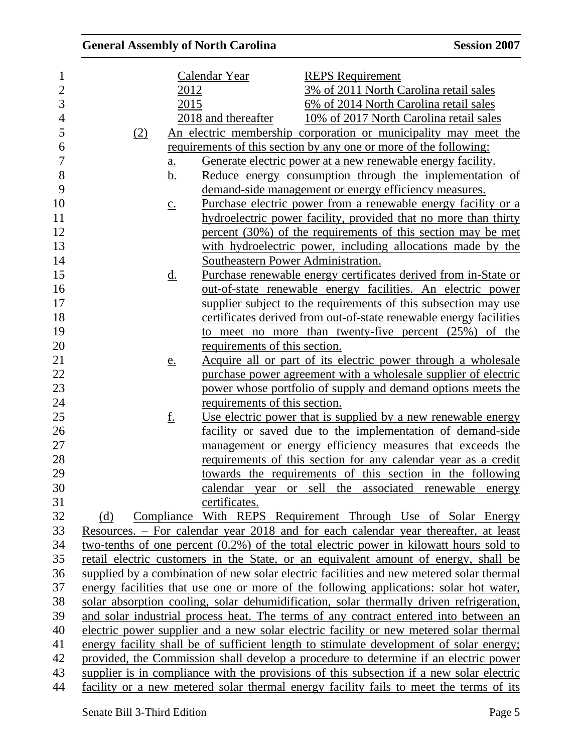| Calendar Year | REPS Requirement |
|---|---|
| 2012 | 3% of 2011 North Carolina retail sales |
| 2015 | 6% of 2014 North Carolina retail sales |
| 2018 and thereafter | 10% of 2017 North Carolina retail sales |

(2) An electric membership corporation or municipality may meet the requirements of this section by any one or more of the following:

a. Generate electric power at a new renewable energy facility.

b. Reduce energy consumption through the implementation of demand-side management or energy efficiency measures.

c. Purchase electric power from a renewable energy facility or a hydroelectric power facility, provided that no more than thirty percent (30%) of the requirements of this section may be met with hydroelectric power, including allocations made by the Southeastern Power Administration.

d. Purchase renewable energy certificates derived from in-State or out-of-state renewable energy facilities. An electric power supplier subject to the requirements of this subsection may use certificates derived from out-of-state renewable energy facilities to meet no more than twenty-five percent (25%) of the requirements of this section.

e. Acquire all or part of its electric power through a wholesale purchase power agreement with a wholesale supplier of electric power whose portfolio of supply and demand options meets the requirements of this section.

f. Use electric power that is supplied by a new renewable energy facility or saved due to the implementation of demand-side management or energy efficiency measures that exceeds the requirements of this section for any calendar year as a credit towards the requirements of this section in the following calendar year or sell the associated renewable energy certificates.

(d) Compliance With REPS Requirement Through Use of Solar Energy Resources. – For calendar year 2018 and for each calendar year thereafter, at least two-tenths of one percent (0.2%) of the total electric power in kilowatt hours sold to retail electric customers in the State, or an equivalent amount of energy, shall be supplied by a combination of new solar electric facilities and new metered solar thermal energy facilities that use one or more of the following applications: solar hot water, solar absorption cooling, solar dehumidification, solar thermally driven refrigeration, and solar industrial process heat. The terms of any contract entered into between an electric power supplier and a new solar electric facility or new metered solar thermal energy facility shall be of sufficient length to stimulate development of solar energy; provided, the Commission shall develop a procedure to determine if an electric power supplier is in compliance with the provisions of this subsection if a new solar electric facility or a new metered solar thermal energy facility fails to meet the terms of its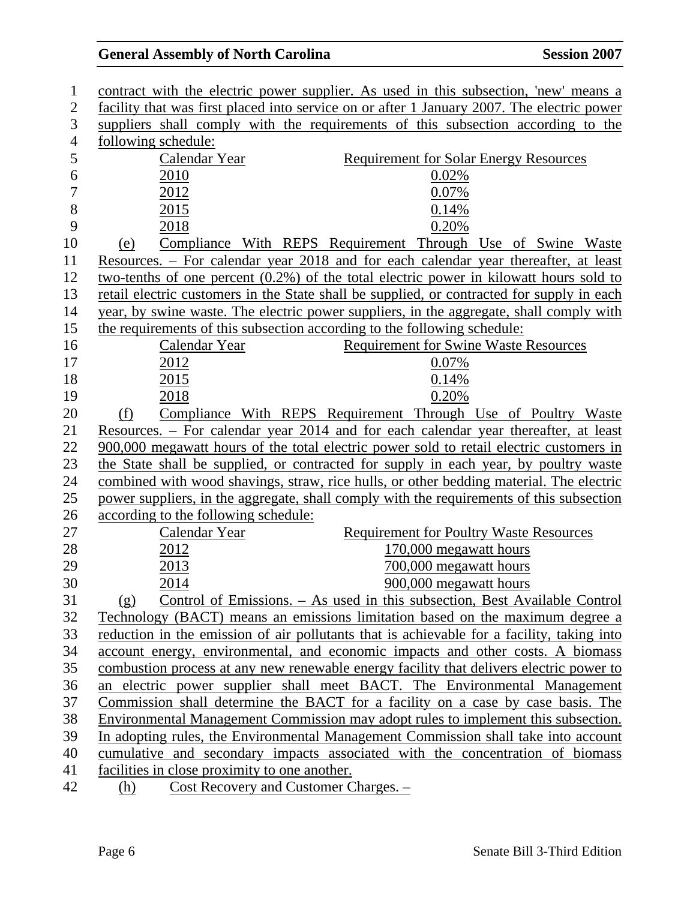contract with the electric power supplier. As used in this subsection, 'new' means a facility that was first placed into service on or after 1 January 2007. The electric power suppliers shall comply with the requirements of this subsection according to the following schedule:

| Calendar Year | Requirement for Solar Energy Resources |
|---|---|
| 2010 | 0.02% |
| 2012 | 0.07% |
| 2015 | 0.14% |
| 2018 | 0.20% |

(e) Compliance With REPS Requirement Through Use of Swine Waste Resources. – For calendar year 2018 and for each calendar year thereafter, at least two-tenths of one percent (0.2%) of the total electric power in kilowatt hours sold to retail electric customers in the State shall be supplied, or contracted for supply in each year, by swine waste. The electric power suppliers, in the aggregate, shall comply with the requirements of this subsection according to the following schedule:

| Calendar Year | Requirement for Swine Waste Resources |
|---|---|
| 2012 | 0.07% |
| 2015 | 0.14% |
| 2018 | 0.20% |

(f) Compliance With REPS Requirement Through Use of Poultry Waste Resources. – For calendar year 2014 and for each calendar year thereafter, at least 900,000 megawatt hours of the total electric power sold to retail electric customers in the State shall be supplied, or contracted for supply in each year, by poultry waste combined with wood shavings, straw, rice hulls, or other bedding material. The electric power suppliers, in the aggregate, shall comply with the requirements of this subsection according to the following schedule:

| Calendar Year | Requirement for Poultry Waste Resources |
|---|---|
| 2012 | 170,000 megawatt hours |
| 2013 | 700,000 megawatt hours |
| 2014 | 900,000 megawatt hours |

(g) Control of Emissions. – As used in this subsection, Best Available Control Technology (BACT) means an emissions limitation based on the maximum degree a reduction in the emission of air pollutants that is achievable for a facility, taking into account energy, environmental, and economic impacts and other costs. A biomass combustion process at any new renewable energy facility that delivers electric power to an electric power supplier shall meet BACT. The Environmental Management Commission shall determine the BACT for a facility on a case by case basis. The Environmental Management Commission may adopt rules to implement this subsection. In adopting rules, the Environmental Management Commission shall take into account cumulative and secondary impacts associated with the concentration of biomass facilities in close proximity to one another.

(h) Cost Recovery and Customer Charges. –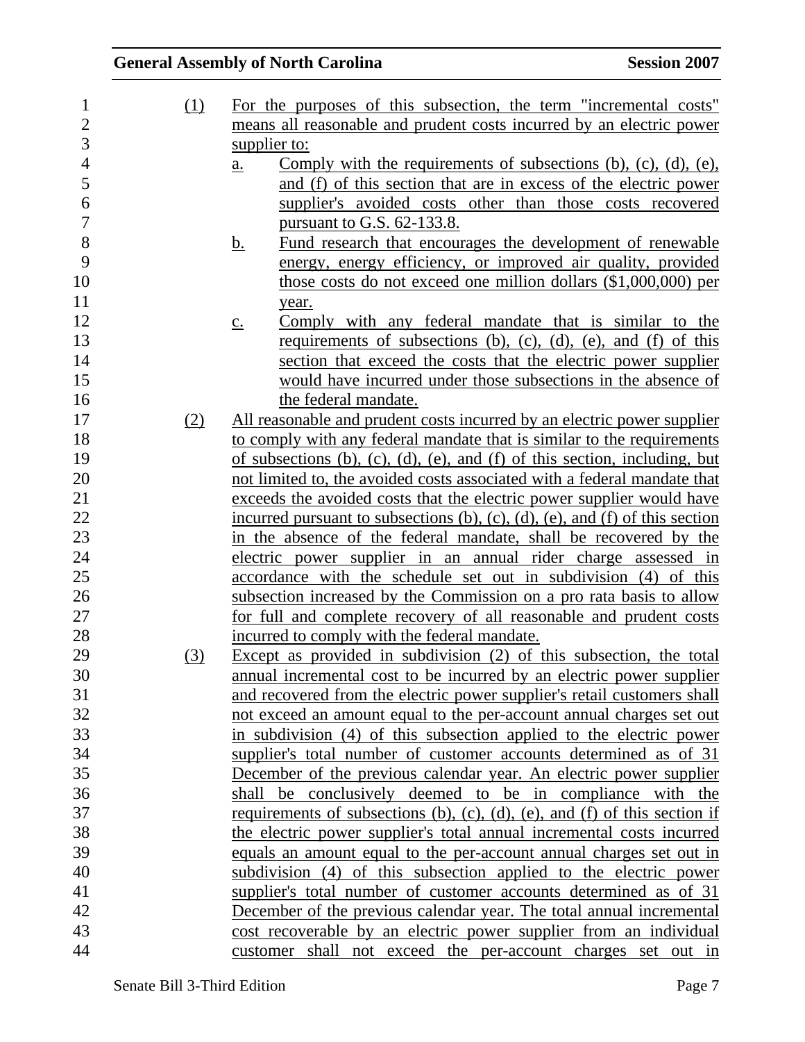(1) For the purposes of this subsection, the term "incremental costs" means all reasonable and prudent costs incurred by an electric power supplier to:

a. Comply with the requirements of subsections (b), (c), (d), (e), and (f) of this section that are in excess of the electric power supplier's avoided costs other than those costs recovered pursuant to G.S. 62-133.8.

b. Fund research that encourages the development of renewable energy, energy efficiency, or improved air quality, provided those costs do not exceed one million dollars ($1,000,000) per year.

c. Comply with any federal mandate that is similar to the requirements of subsections (b), (c), (d), (e), and (f) of this section that exceed the costs that the electric power supplier would have incurred under those subsections in the absence of the federal mandate.

(2) All reasonable and prudent costs incurred by an electric power supplier to comply with any federal mandate that is similar to the requirements of subsections (b), (c), (d), (e), and (f) of this section, including, but not limited to, the avoided costs associated with a federal mandate that exceeds the avoided costs that the electric power supplier would have incurred pursuant to subsections (b), (c), (d), (e), and (f) of this section in the absence of the federal mandate, shall be recovered by the electric power supplier in an annual rider charge assessed in accordance with the schedule set out in subdivision (4) of this subsection increased by the Commission on a pro rata basis to allow for full and complete recovery of all reasonable and prudent costs incurred to comply with the federal mandate.

(3) Except as provided in subdivision (2) of this subsection, the total annual incremental cost to be incurred by an electric power supplier and recovered from the electric power supplier's retail customers shall not exceed an amount equal to the per-account annual charges set out in subdivision (4) of this subsection applied to the electric power supplier's total number of customer accounts determined as of 31 December of the previous calendar year. An electric power supplier shall be conclusively deemed to be in compliance with the requirements of subsections (b), (c), (d), (e), and (f) of this section if the electric power supplier's total annual incremental costs incurred equals an amount equal to the per-account annual charges set out in subdivision (4) of this subsection applied to the electric power supplier's total number of customer accounts determined as of 31 December of the previous calendar year. The total annual incremental cost recoverable by an electric power supplier from an individual customer shall not exceed the per-account charges set out in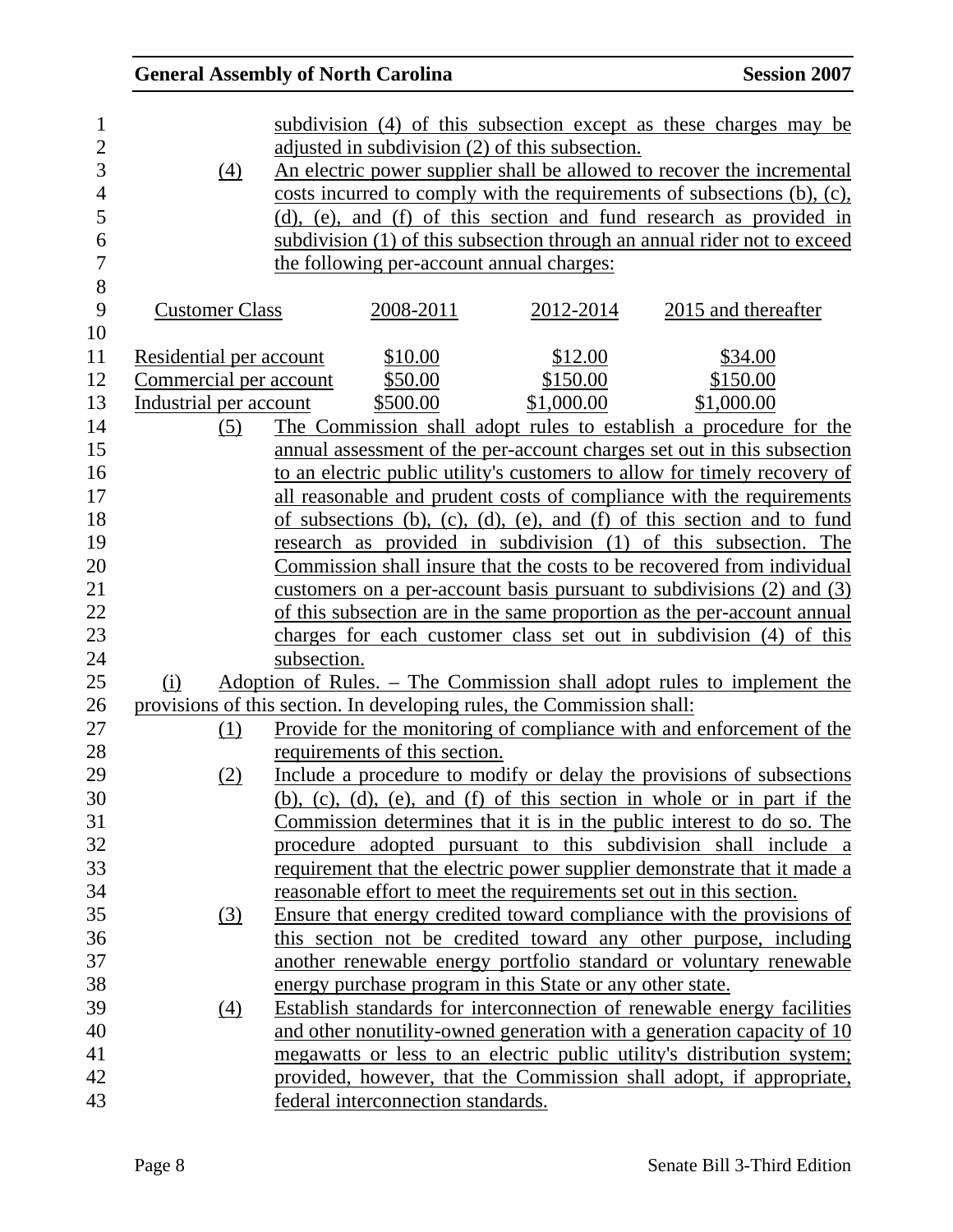subdivision (4) of this subsection except as these charges may be adjusted in subdivision (2) of this subsection.

(4) An electric power supplier shall be allowed to recover the incremental costs incurred to comply with the requirements of subsections (b), (c), (d), (e), and (f) of this section and fund research as provided in subdivision (1) of this subsection through an annual rider not to exceed the following per-account annual charges:

| Customer Class | 2008-2011 | 2012-2014 | 2015 and thereafter |
|---|---|---|---|
| Residential per account | $10.00 | $12.00 | $34.00 |
| Commercial per account | $50.00 | $150.00 | $150.00 |
| Industrial per account | $500.00 | $1,000.00 | $1,000.00 |

(5) The Commission shall adopt rules to establish a procedure for the annual assessment of the per-account charges set out in this subsection to an electric public utility's customers to allow for timely recovery of all reasonable and prudent costs of compliance with the requirements of subsections (b), (c), (d), (e), and (f) of this section and to fund research as provided in subdivision (1) of this subsection. The Commission shall insure that the costs to be recovered from individual customers on a per-account basis pursuant to subdivisions (2) and (3) of this subsection are in the same proportion as the per-account annual charges for each customer class set out in subdivision (4) of this subsection.

(i) Adoption of Rules. – The Commission shall adopt rules to implement the provisions of this section. In developing rules, the Commission shall:

(1) Provide for the monitoring of compliance with and enforcement of the requirements of this section.

(2) Include a procedure to modify or delay the provisions of subsections (b), (c), (d), (e), and (f) of this section in whole or in part if the Commission determines that it is in the public interest to do so. The procedure adopted pursuant to this subdivision shall include a requirement that the electric power supplier demonstrate that it made a reasonable effort to meet the requirements set out in this section.

(3) Ensure that energy credited toward compliance with the provisions of this section not be credited toward any other purpose, including another renewable energy portfolio standard or voluntary renewable energy purchase program in this State or any other state.

(4) Establish standards for interconnection of renewable energy facilities and other nonutility-owned generation with a generation capacity of 10 megawatts or less to an electric public utility's distribution system; provided, however, that the Commission shall adopt, if appropriate, federal interconnection standards.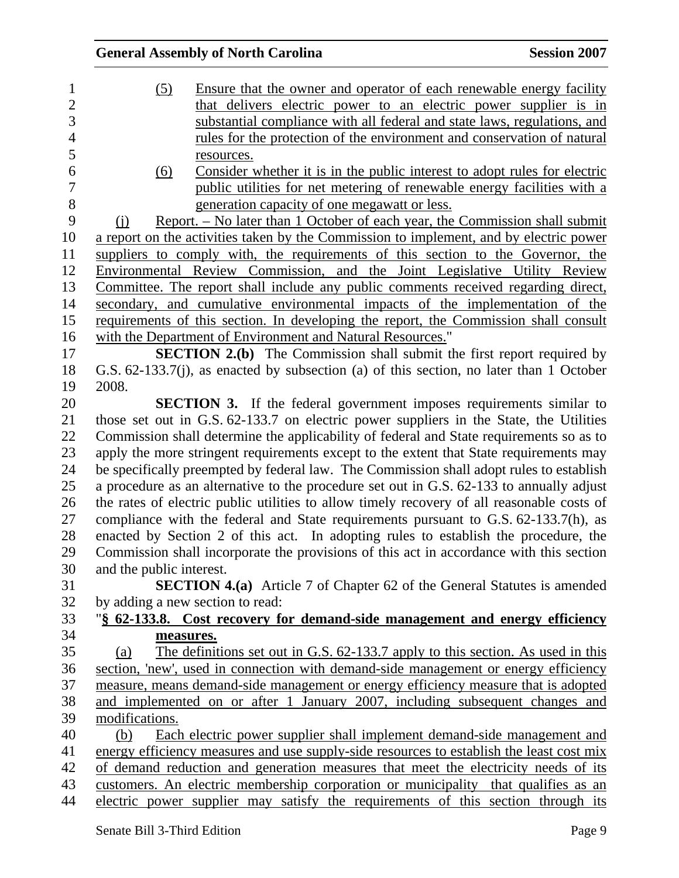(5) Ensure that the owner and operator of each renewable energy facility that delivers electric power to an electric power supplier is in substantial compliance with all federal and state laws, regulations, and rules for the protection of the environment and conservation of natural resources.

(6) Consider whether it is in the public interest to adopt rules for electric public utilities for net metering of renewable energy facilities with a generation capacity of one megawatt or less.

(j) Report. – No later than 1 October of each year, the Commission shall submit a report on the activities taken by the Commission to implement, and by electric power suppliers to comply with, the requirements of this section to the Governor, the Environmental Review Commission, and the Joint Legislative Utility Review Committee. The report shall include any public comments received regarding direct, secondary, and cumulative environmental impacts of the implementation of the requirements of this section. In developing the report, the Commission shall consult with the Department of Environment and Natural Resources."

**SECTION 2.(b)** The Commission shall submit the first report required by G.S. 62-133.7(j), as enacted by subsection (a) of this section, no later than 1 October 2008.

**SECTION 3.** If the federal government imposes requirements similar to those set out in G.S. 62-133.7 on electric power suppliers in the State, the Utilities Commission shall determine the applicability of federal and State requirements so as to apply the more stringent requirements except to the extent that State requirements may be specifically preempted by federal law. The Commission shall adopt rules to establish a procedure as an alternative to the procedure set out in G.S. 62-133 to annually adjust the rates of electric public utilities to allow timely recovery of all reasonable costs of compliance with the federal and State requirements pursuant to G.S. 62-133.7(h), as enacted by Section 2 of this act. In adopting rules to establish the procedure, the Commission shall incorporate the provisions of this act in accordance with this section and the public interest.

**SECTION 4.(a)** Article 7 of Chapter 62 of the General Statutes is amended by adding a new section to read:

"**§ 62-133.8. Cost recovery for demand-side management and energy efficiency measures.**

(a) The definitions set out in G.S. 62-133.7 apply to this section. As used in this section, 'new', used in connection with demand-side management or energy efficiency measure, means demand-side management or energy efficiency measure that is adopted and implemented on or after 1 January 2007, including subsequent changes and modifications.

(b) Each electric power supplier shall implement demand-side management and energy efficiency measures and use supply-side resources to establish the least cost mix of demand reduction and generation measures that meet the electricity needs of its customers. An electric membership corporation or municipality that qualifies as an electric power supplier may satisfy the requirements of this section through its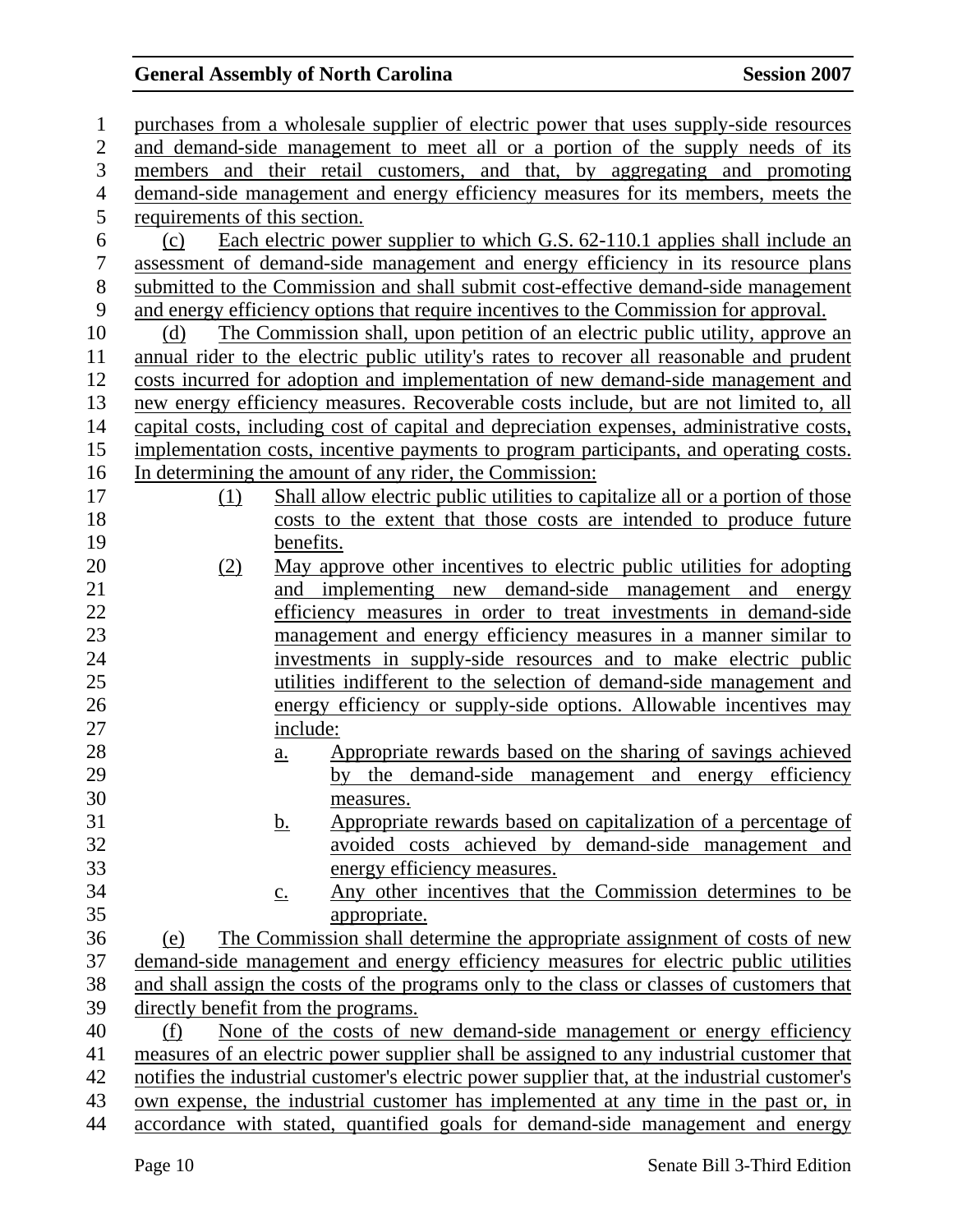purchases from a wholesale supplier of electric power that uses supply-side resources and demand-side management to meet all or a portion of the supply needs of its members and their retail customers, and that, by aggregating and promoting demand-side management and energy efficiency measures for its members, meets the requirements of this section.

(c) Each electric power supplier to which G.S. 62-110.1 applies shall include an assessment of demand-side management and energy efficiency in its resource plans submitted to the Commission and shall submit cost-effective demand-side management and energy efficiency options that require incentives to the Commission for approval.

(d) The Commission shall, upon petition of an electric public utility, approve an annual rider to the electric public utility's rates to recover all reasonable and prudent costs incurred for adoption and implementation of new demand-side management and new energy efficiency measures. Recoverable costs include, but are not limited to, all capital costs, including cost of capital and depreciation expenses, administrative costs, implementation costs, incentive payments to program participants, and operating costs. In determining the amount of any rider, the Commission:

(1) Shall allow electric public utilities to capitalize all or a portion of those costs to the extent that those costs are intended to produce future benefits.

(2) May approve other incentives to electric public utilities for adopting and implementing new demand-side management and energy efficiency measures in order to treat investments in demand-side management and energy efficiency measures in a manner similar to investments in supply-side resources and to make electric public utilities indifferent to the selection of demand-side management and energy efficiency or supply-side options. Allowable incentives may include:

a. Appropriate rewards based on the sharing of savings achieved by the demand-side management and energy efficiency measures.

b. Appropriate rewards based on capitalization of a percentage of avoided costs achieved by demand-side management and energy efficiency measures.

c. Any other incentives that the Commission determines to be appropriate.

(e) The Commission shall determine the appropriate assignment of costs of new demand-side management and energy efficiency measures for electric public utilities and shall assign the costs of the programs only to the class or classes of customers that directly benefit from the programs.

(f) None of the costs of new demand-side management or energy efficiency measures of an electric power supplier shall be assigned to any industrial customer that notifies the industrial customer's electric power supplier that, at the industrial customer's own expense, the industrial customer has implemented at any time in the past or, in accordance with stated, quantified goals for demand-side management and energy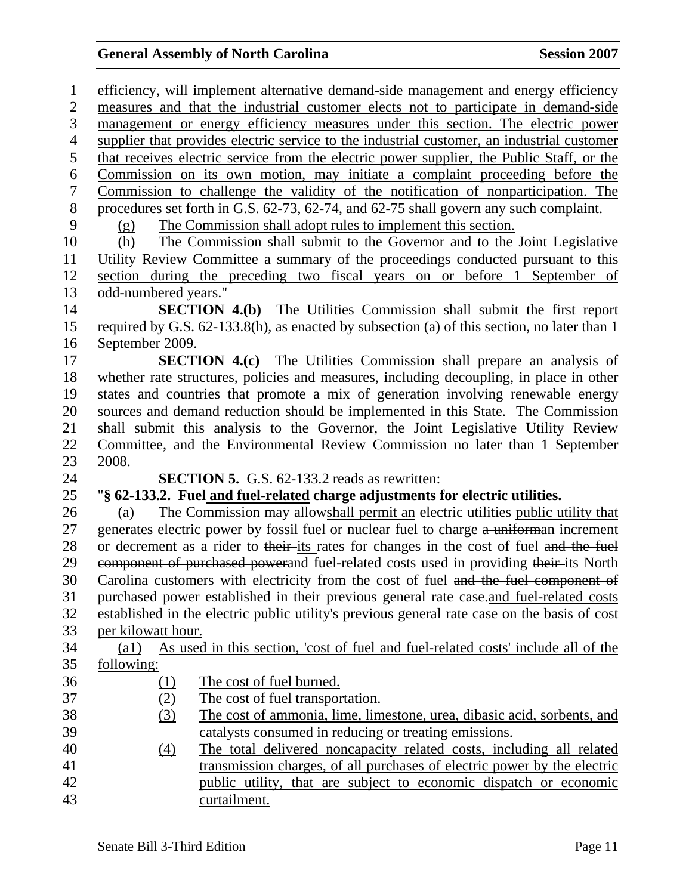efficiency, will implement alternative demand-side management and energy efficiency measures and that the industrial customer elects not to participate in demand-side management or energy efficiency measures under this section. The electric power supplier that provides electric service to the industrial customer, an industrial customer that receives electric service from the electric power supplier, the Public Staff, or the Commission on its own motion, may initiate a complaint proceeding before the Commission to challenge the validity of the notification of nonparticipation. The procedures set forth in G.S. 62-73, 62-74, and 62-75 shall govern any such complaint.

(g) The Commission shall adopt rules to implement this section.

(h) The Commission shall submit to the Governor and to the Joint Legislative Utility Review Committee a summary of the proceedings conducted pursuant to this section during the preceding two fiscal years on or before 1 September of odd-numbered years."

**SECTION 4.(b)** The Utilities Commission shall submit the first report required by G.S. 62-133.8(h), as enacted by subsection (a) of this section, no later than 1 September 2009.

**SECTION 4.(c)** The Utilities Commission shall prepare an analysis of whether rate structures, policies and measures, including decoupling, in place in other states and countries that promote a mix of generation involving renewable energy sources and demand reduction should be implemented in this State. The Commission shall submit this analysis to the Governor, the Joint Legislative Utility Review Committee, and the Environmental Review Commission no later than 1 September 2008.

**SECTION 5.** G.S. 62-133.2 reads as rewritten:

"**§ 62-133.2. Fuel and fuel-related charge adjustments for electric utilities.**

(a) The Commission ~~may allow~~shall permit an electric ~~utilities~~ public utility that generates electric power by fossil fuel or nuclear fuel to charge ~~a uniform~~an increment or decrement as a rider to ~~their~~ its rates for changes in the cost of fuel ~~and the fuel component of purchased power~~and fuel-related costs used in providing ~~their~~ its North Carolina customers with electricity from the cost of fuel ~~and the fuel component of purchased power established in their previous general rate case.~~and fuel-related costs established in the electric public utility's previous general rate case on the basis of cost per kilowatt hour.

(a1) As used in this section, 'cost of fuel and fuel-related costs' include all of the following:

(1) The cost of fuel burned.
(2) The cost of fuel transportation.
(3) The cost of ammonia, lime, limestone, urea, dibasic acid, sorbents, and catalysts consumed in reducing or treating emissions.
(4) The total delivered noncapacity related costs, including all related transmission charges, of all purchases of electric power by the electric public utility, that are subject to economic dispatch or economic curtailment.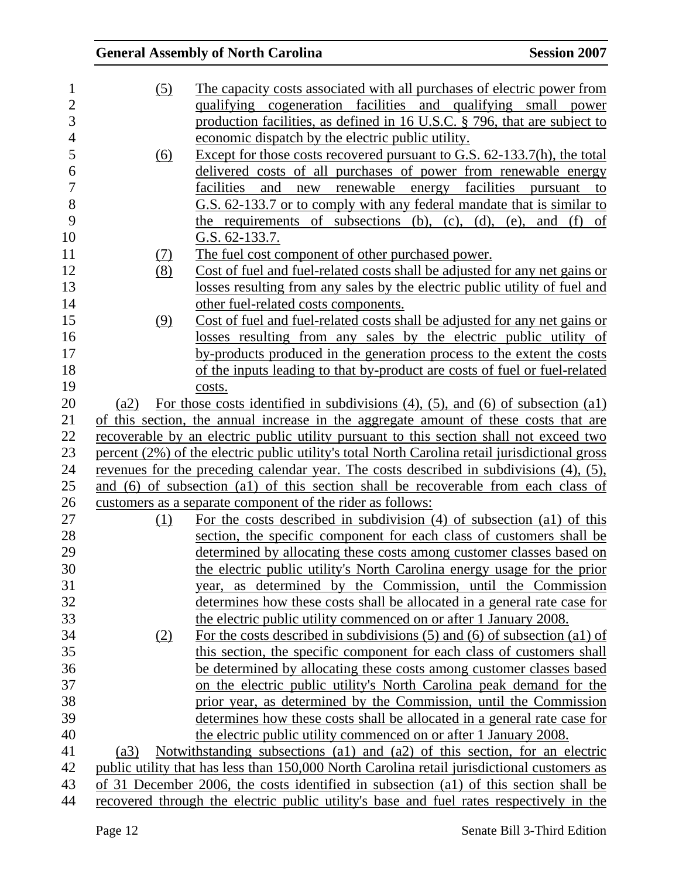(5) The capacity costs associated with all purchases of electric power from qualifying cogeneration facilities and qualifying small power production facilities, as defined in 16 U.S.C. § 796, that are subject to economic dispatch by the electric public utility.

(6) Except for those costs recovered pursuant to G.S. 62-133.7(h), the total delivered costs of all purchases of power from renewable energy facilities and new renewable energy facilities pursuant to G.S. 62-133.7 or to comply with any federal mandate that is similar to the requirements of subsections (b), (c), (d), (e), and (f) of G.S. 62-133.7.

(7) The fuel cost component of other purchased power.

(8) Cost of fuel and fuel-related costs shall be adjusted for any net gains or losses resulting from any sales by the electric public utility of fuel and other fuel-related costs components.

(9) Cost of fuel and fuel-related costs shall be adjusted for any net gains or losses resulting from any sales by the electric public utility of by-products produced in the generation process to the extent the costs of the inputs leading to that by-product are costs of fuel or fuel-related costs.

(a2) For those costs identified in subdivisions (4), (5), and (6) of subsection (a1) of this section, the annual increase in the aggregate amount of these costs that are recoverable by an electric public utility pursuant to this section shall not exceed two percent (2%) of the electric public utility's total North Carolina retail jurisdictional gross revenues for the preceding calendar year. The costs described in subdivisions (4), (5), and (6) of subsection (a1) of this section shall be recoverable from each class of customers as a separate component of the rider as follows:

(1) For the costs described in subdivision (4) of subsection (a1) of this section, the specific component for each class of customers shall be determined by allocating these costs among customer classes based on the electric public utility's North Carolina energy usage for the prior year, as determined by the Commission, until the Commission determines how these costs shall be allocated in a general rate case for the electric public utility commenced on or after 1 January 2008.

(2) For the costs described in subdivisions (5) and (6) of subsection (a1) of this section, the specific component for each class of customers shall be determined by allocating these costs among customer classes based on the electric public utility's North Carolina peak demand for the prior year, as determined by the Commission, until the Commission determines how these costs shall be allocated in a general rate case for the electric public utility commenced on or after 1 January 2008.

(a3) Notwithstanding subsections (a1) and (a2) of this section, for an electric public utility that has less than 150,000 North Carolina retail jurisdictional customers as of 31 December 2006, the costs identified in subsection (a1) of this section shall be recovered through the electric public utility's base and fuel rates respectively in the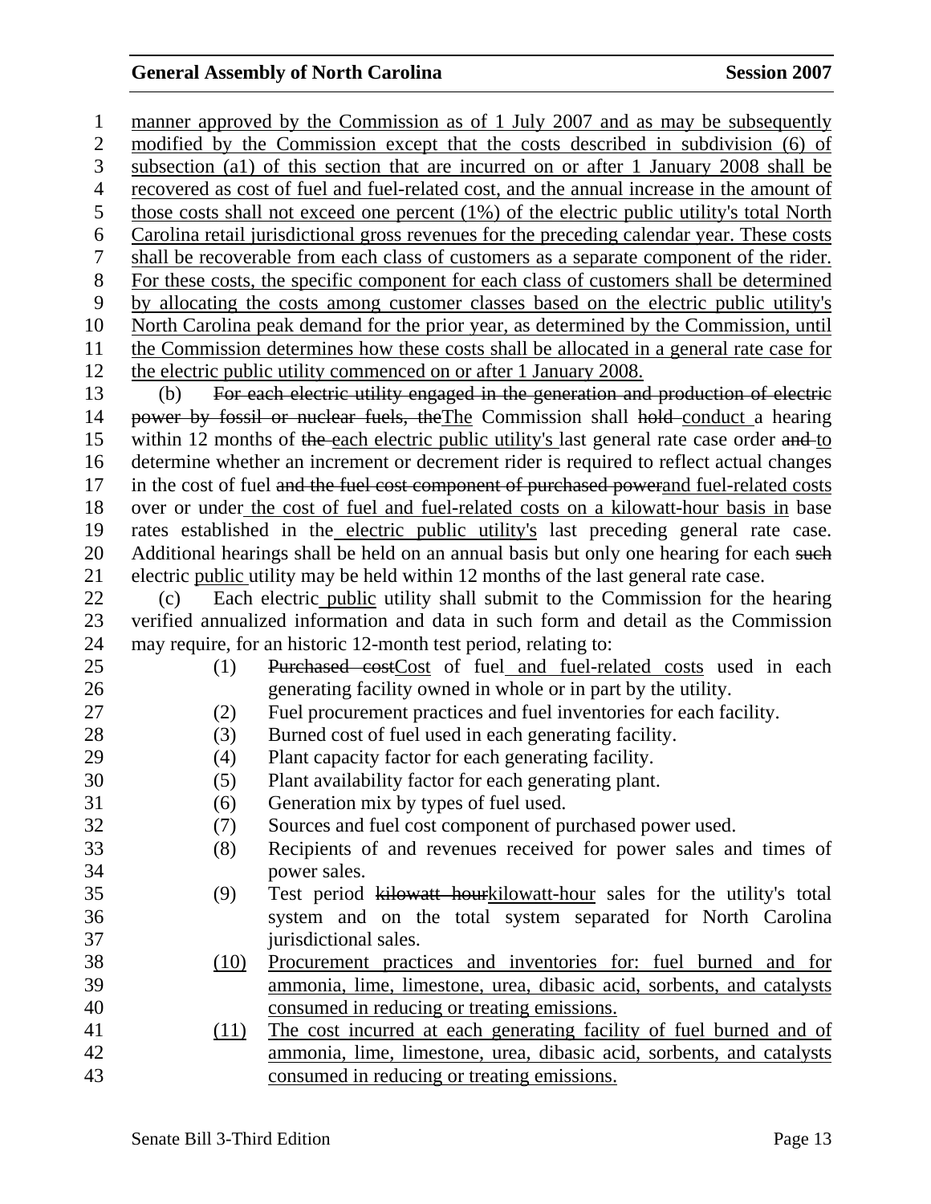manner approved by the Commission as of 1 July 2007 and as may be subsequently modified by the Commission except that the costs described in subdivision (6) of subsection (a1) of this section that are incurred on or after 1 January 2008 shall be recovered as cost of fuel and fuel-related cost, and the annual increase in the amount of those costs shall not exceed one percent (1%) of the electric public utility's total North Carolina retail jurisdictional gross revenues for the preceding calendar year. These costs shall be recoverable from each class of customers as a separate component of the rider. For these costs, the specific component for each class of customers shall be determined by allocating the costs among customer classes based on the electric public utility's North Carolina peak demand for the prior year, as determined by the Commission, until the Commission determines how these costs shall be allocated in a general rate case for the electric public utility commenced on or after 1 January 2008.

(b) ~~For each electric utility engaged in the generation and production of electric power by fossil or nuclear fuels, the~~The Commission shall ~~hold~~ conduct a hearing within 12 months of ~~the~~ each electric public utility's last general rate case order ~~and~~ to determine whether an increment or decrement rider is required to reflect actual changes in the cost of fuel ~~and the fuel cost component of purchased power~~and fuel-related costs over or under the cost of fuel and fuel-related costs on a kilowatt-hour basis in base rates established in the electric public utility's last preceding general rate case. Additional hearings shall be held on an annual basis but only one hearing for each ~~such~~ electric public utility may be held within 12 months of the last general rate case.

(c) Each electric public utility shall submit to the Commission for the hearing verified annualized information and data in such form and detail as the Commission may require, for an historic 12-month test period, relating to:

(1) ~~Purchased cost~~Cost of fuel and fuel-related costs used in each generating facility owned in whole or in part by the utility.

(2) Fuel procurement practices and fuel inventories for each facility.

(3) Burned cost of fuel used in each generating facility.

(4) Plant capacity factor for each generating facility.

(5) Plant availability factor for each generating plant.

(6) Generation mix by types of fuel used.

(7) Sources and fuel cost component of purchased power used.

(8) Recipients of and revenues received for power sales and times of power sales.

(9) Test period ~~kilowatt hour~~kilowatt-hour sales for the utility's total system and on the total system separated for North Carolina jurisdictional sales.

(10) Procurement practices and inventories for: fuel burned and for ammonia, lime, limestone, urea, dibasic acid, sorbents, and catalysts consumed in reducing or treating emissions.

(11) The cost incurred at each generating facility of fuel burned and of ammonia, lime, limestone, urea, dibasic acid, sorbents, and catalysts consumed in reducing or treating emissions.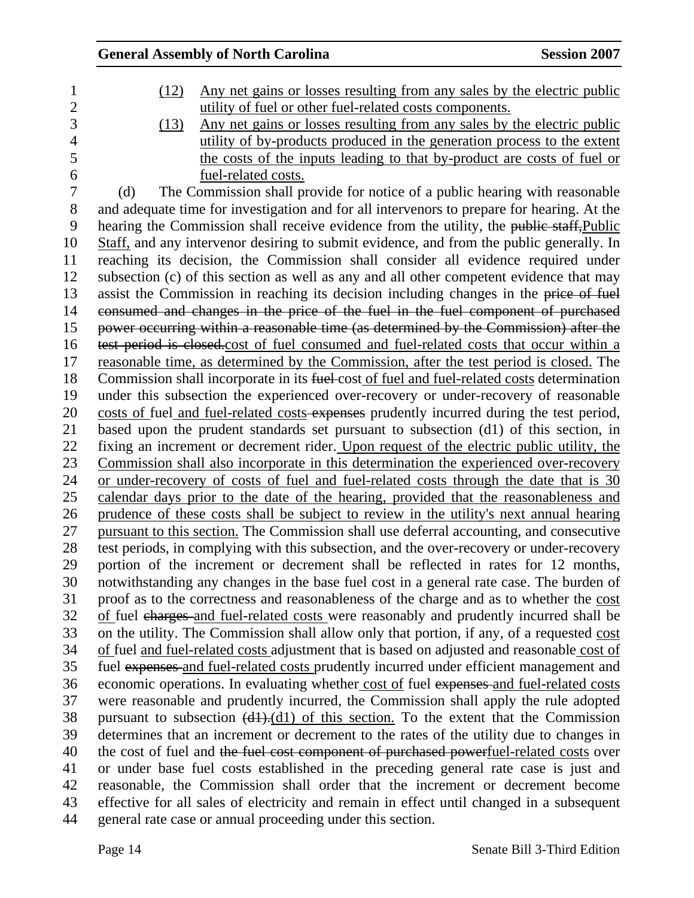(12) Any net gains or losses resulting from any sales by the electric public utility of fuel or other fuel-related costs components.

(13) Any net gains or losses resulting from any sales by the electric public utility of by-products produced in the generation process to the extent the costs of the inputs leading to that by-product are costs of fuel or fuel-related costs.

(d) The Commission shall provide for notice of a public hearing with reasonable and adequate time for investigation and for all intervenors to prepare for hearing. At the hearing the Commission shall receive evidence from the utility, the ~~public staff,~~Public Staff, and any intervenor desiring to submit evidence, and from the public generally. In reaching its decision, the Commission shall consider all evidence required under subsection (c) of this section as well as any and all other competent evidence that may assist the Commission in reaching its decision including changes in the ~~price of fuel consumed and changes in the price of the fuel in the fuel component of purchased power occurring within a reasonable time (as determined by the Commission) after the test period is closed.~~cost of fuel consumed and fuel-related costs that occur within a reasonable time, as determined by the Commission, after the test period is closed. The Commission shall incorporate in its ~~fuel~~ cost of fuel and fuel-related costs determination under this subsection the experienced over-recovery or under-recovery of reasonable costs of fuel and fuel-related costs ~~expenses~~ prudently incurred during the test period, based upon the prudent standards set pursuant to subsection (d1) of this section, in fixing an increment or decrement rider. Upon request of the electric public utility, the Commission shall also incorporate in this determination the experienced over-recovery or under-recovery of costs of fuel and fuel-related costs through the date that is 30 calendar days prior to the date of the hearing, provided that the reasonableness and prudence of these costs shall be subject to review in the utility's next annual hearing pursuant to this section. The Commission shall use deferral accounting, and consecutive test periods, in complying with this subsection, and the over-recovery or under-recovery portion of the increment or decrement shall be reflected in rates for 12 months, notwithstanding any changes in the base fuel cost in a general rate case. The burden of proof as to the correctness and reasonableness of the charge and as to whether the cost of fuel ~~charges~~ and fuel-related costs were reasonably and prudently incurred shall be on the utility. The Commission shall allow only that portion, if any, of a requested cost of fuel and fuel-related costs adjustment that is based on adjusted and reasonable cost of fuel ~~expenses~~ and fuel-related costs prudently incurred under efficient management and economic operations. In evaluating whether cost of fuel ~~expenses~~ and fuel-related costs were reasonable and prudently incurred, the Commission shall apply the rule adopted pursuant to subsection ~~(d1).~~(d1) of this section. To the extent that the Commission determines that an increment or decrement to the rates of the utility due to changes in the cost of fuel and ~~the fuel cost component of purchased power~~fuel-related costs over or under base fuel costs established in the preceding general rate case is just and reasonable, the Commission shall order that the increment or decrement become effective for all sales of electricity and remain in effect until changed in a subsequent general rate case or annual proceeding under this section.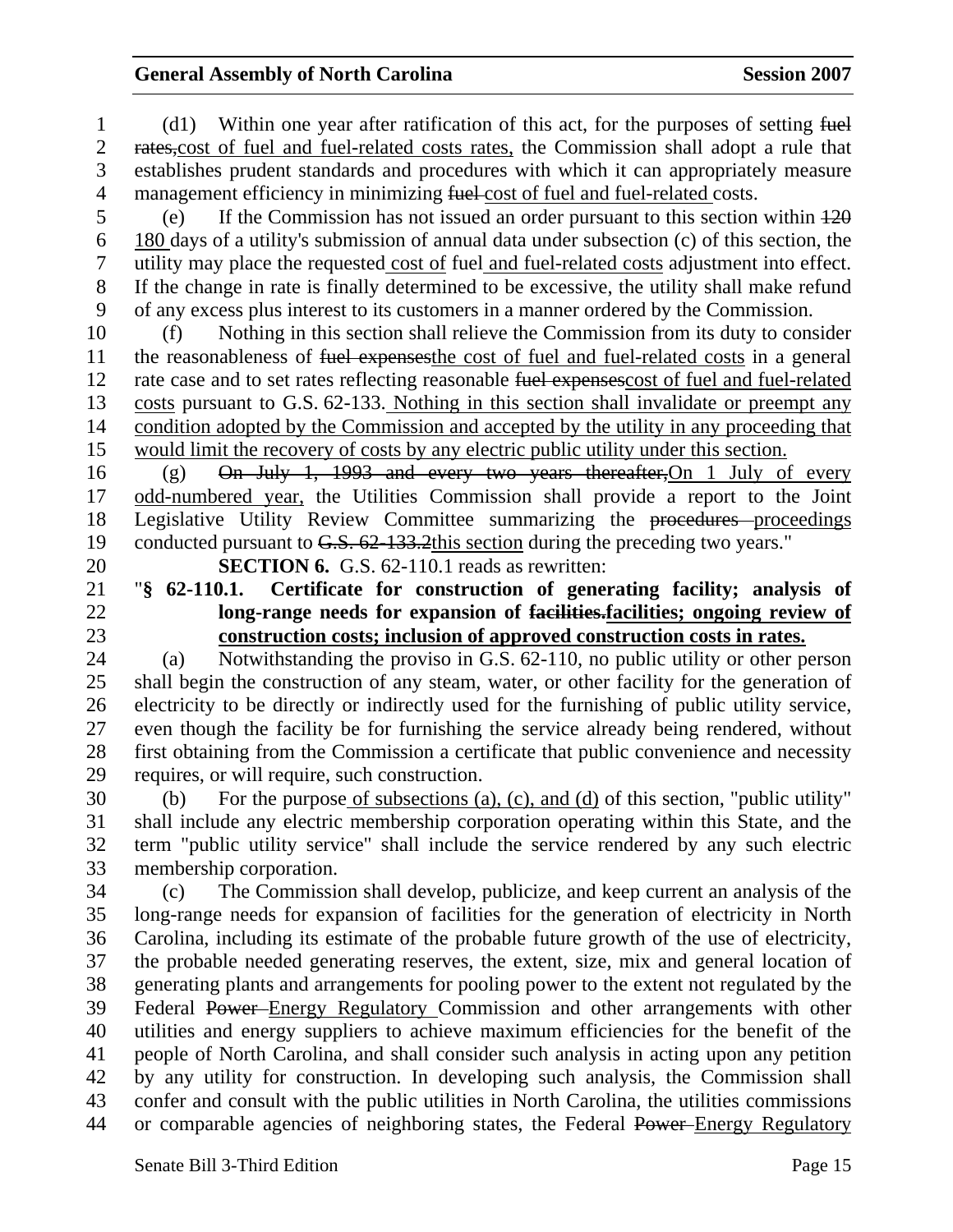(d1) Within one year after ratification of this act, for the purposes of setting ~~fuel rates,~~cost of fuel and fuel-related costs rates, the Commission shall adopt a rule that establishes prudent standards and procedures with which it can appropriately measure management efficiency in minimizing ~~fuel~~ cost of fuel and fuel-related costs.

(e) If the Commission has not issued an order pursuant to this section within ~~120~~ 180 days of a utility's submission of annual data under subsection (c) of this section, the utility may place the requested cost of fuel and fuel-related costs adjustment into effect. If the change in rate is finally determined to be excessive, the utility shall make refund of any excess plus interest to its customers in a manner ordered by the Commission.

(f) Nothing in this section shall relieve the Commission from its duty to consider the reasonableness of ~~fuel expenses~~the cost of fuel and fuel-related costs in a general rate case and to set rates reflecting reasonable ~~fuel expenses~~cost of fuel and fuel-related costs pursuant to G.S. 62-133. Nothing in this section shall invalidate or preempt any condition adopted by the Commission and accepted by the utility in any proceeding that would limit the recovery of costs by any electric public utility under this section.

(g) ~~On July 1, 1993 and every two years thereafter,~~On 1 July of every odd-numbered year, the Utilities Commission shall provide a report to the Joint Legislative Utility Review Committee summarizing the ~~procedures~~ proceedings conducted pursuant to ~~G.S. 62-133.2~~this section during the preceding two years."

**SECTION 6.** G.S. 62-110.1 reads as rewritten:

"**§ 62-110.1. Certificate for construction of generating facility; analysis of long-range needs for expansion of ~~facilities.~~facilities; ongoing review of construction costs; inclusion of approved construction costs in rates.**

(a) Notwithstanding the proviso in G.S. 62-110, no public utility or other person shall begin the construction of any steam, water, or other facility for the generation of electricity to be directly or indirectly used for the furnishing of public utility service, even though the facility be for furnishing the service already being rendered, without first obtaining from the Commission a certificate that public convenience and necessity requires, or will require, such construction.

(b) For the purpose of subsections (a), (c), and (d) of this section, "public utility" shall include any electric membership corporation operating within this State, and the term "public utility service" shall include the service rendered by any such electric membership corporation.

(c) The Commission shall develop, publicize, and keep current an analysis of the long-range needs for expansion of facilities for the generation of electricity in North Carolina, including its estimate of the probable future growth of the use of electricity, the probable needed generating reserves, the extent, size, mix and general location of generating plants and arrangements for pooling power to the extent not regulated by the Federal ~~Power~~ Energy Regulatory Commission and other arrangements with other utilities and energy suppliers to achieve maximum efficiencies for the benefit of the people of North Carolina, and shall consider such analysis in acting upon any petition by any utility for construction. In developing such analysis, the Commission shall confer and consult with the public utilities in North Carolina, the utilities commissions or comparable agencies of neighboring states, the Federal ~~Power~~ Energy Regulatory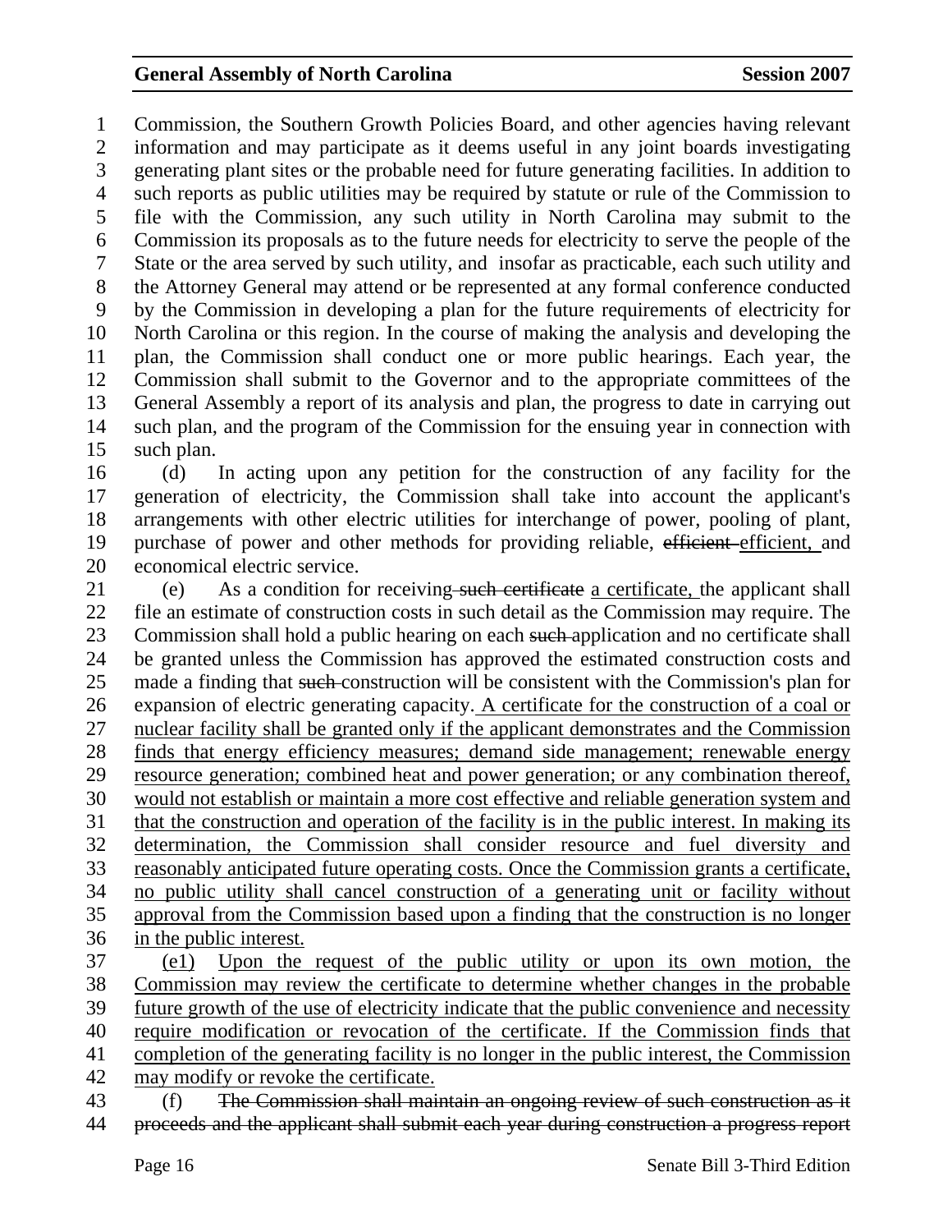Commission, the Southern Growth Policies Board, and other agencies having relevant information and may participate as it deems useful in any joint boards investigating generating plant sites or the probable need for future generating facilities. In addition to such reports as public utilities may be required by statute or rule of the Commission to file with the Commission, any such utility in North Carolina may submit to the Commission its proposals as to the future needs for electricity to serve the people of the State or the area served by such utility, and insofar as practicable, each such utility and the Attorney General may attend or be represented at any formal conference conducted by the Commission in developing a plan for the future requirements of electricity for North Carolina or this region. In the course of making the analysis and developing the plan, the Commission shall conduct one or more public hearings. Each year, the Commission shall submit to the Governor and to the appropriate committees of the General Assembly a report of its analysis and plan, the progress to date in carrying out such plan, and the program of the Commission for the ensuing year in connection with such plan.

(d) In acting upon any petition for the construction of any facility for the generation of electricity, the Commission shall take into account the applicant's arrangements with other electric utilities for interchange of power, pooling of plant, purchase of power and other methods for providing reliable, ~~efficient~~ efficient, and economical electric service.

(e) As a condition for receiving ~~such certificate~~ a certificate, the applicant shall file an estimate of construction costs in such detail as the Commission may require. The Commission shall hold a public hearing on each ~~such~~ application and no certificate shall be granted unless the Commission has approved the estimated construction costs and made a finding that ~~such~~ construction will be consistent with the Commission's plan for expansion of electric generating capacity. A certificate for the construction of a coal or nuclear facility shall be granted only if the applicant demonstrates and the Commission finds that energy efficiency measures; demand side management; renewable energy resource generation; combined heat and power generation; or any combination thereof, would not establish or maintain a more cost effective and reliable generation system and that the construction and operation of the facility is in the public interest. In making its determination, the Commission shall consider resource and fuel diversity and reasonably anticipated future operating costs. Once the Commission grants a certificate, no public utility shall cancel construction of a generating unit or facility without approval from the Commission based upon a finding that the construction is no longer in the public interest.

(e1) Upon the request of the public utility or upon its own motion, the Commission may review the certificate to determine whether changes in the probable future growth of the use of electricity indicate that the public convenience and necessity require modification or revocation of the certificate. If the Commission finds that completion of the generating facility is no longer in the public interest, the Commission may modify or revoke the certificate.

(f) ~~The Commission shall maintain an ongoing review of such construction as it proceeds and the applicant shall submit each year during construction a progress report~~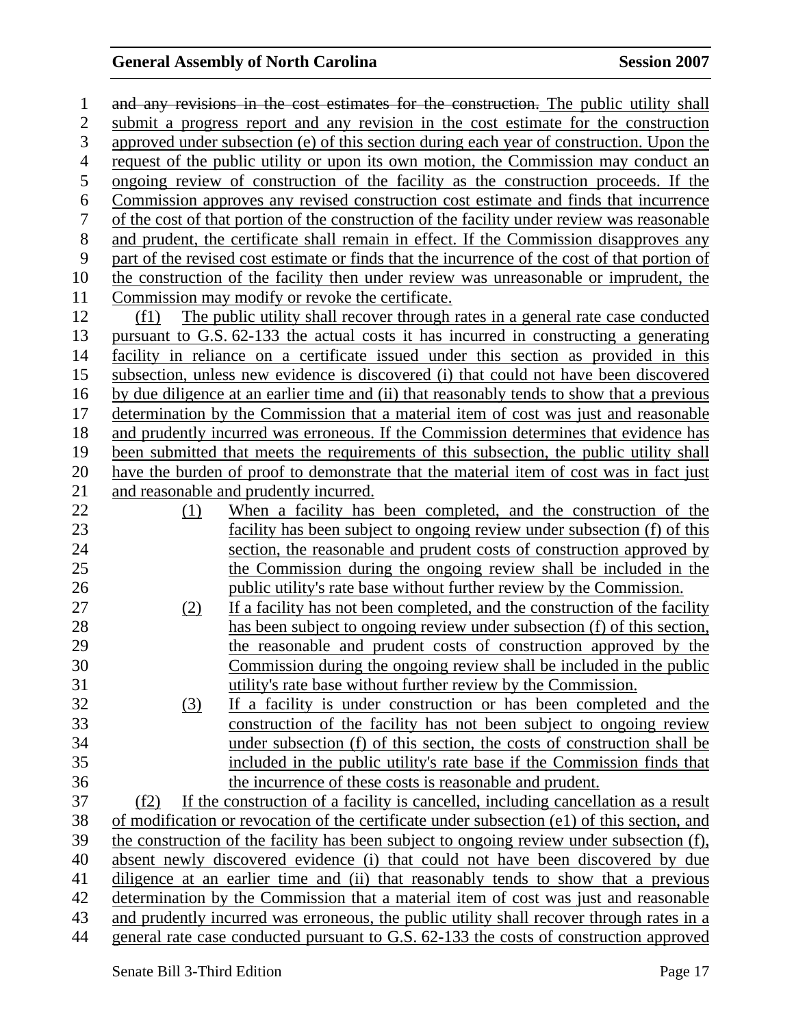~~and any revisions in the cost estimates for the construction.~~ The public utility shall submit a progress report and any revision in the cost estimate for the construction approved under subsection (e) of this section during each year of construction. Upon the request of the public utility or upon its own motion, the Commission may conduct an ongoing review of construction of the facility as the construction proceeds. If the Commission approves any revised construction cost estimate and finds that incurrence of the cost of that portion of the construction of the facility under review was reasonable and prudent, the certificate shall remain in effect. If the Commission disapproves any part of the revised cost estimate or finds that the incurrence of the cost of that portion of the construction of the facility then under review was unreasonable or imprudent, the Commission may modify or revoke the certificate.

(f1) The public utility shall recover through rates in a general rate case conducted pursuant to G.S. 62-133 the actual costs it has incurred in constructing a generating facility in reliance on a certificate issued under this section as provided in this subsection, unless new evidence is discovered (i) that could not have been discovered by due diligence at an earlier time and (ii) that reasonably tends to show that a previous determination by the Commission that a material item of cost was just and reasonable and prudently incurred was erroneous. If the Commission determines that evidence has been submitted that meets the requirements of this subsection, the public utility shall have the burden of proof to demonstrate that the material item of cost was in fact just and reasonable and prudently incurred.

(1) When a facility has been completed, and the construction of the facility has been subject to ongoing review under subsection (f) of this section, the reasonable and prudent costs of construction approved by the Commission during the ongoing review shall be included in the public utility's rate base without further review by the Commission.

(2) If a facility has not been completed, and the construction of the facility has been subject to ongoing review under subsection (f) of this section, the reasonable and prudent costs of construction approved by the Commission during the ongoing review shall be included in the public utility's rate base without further review by the Commission.

(3) If a facility is under construction or has been completed and the construction of the facility has not been subject to ongoing review under subsection (f) of this section, the costs of construction shall be included in the public utility's rate base if the Commission finds that the incurrence of these costs is reasonable and prudent.

(f2) If the construction of a facility is cancelled, including cancellation as a result of modification or revocation of the certificate under subsection (e1) of this section, and the construction of the facility has been subject to ongoing review under subsection (f), absent newly discovered evidence (i) that could not have been discovered by due diligence at an earlier time and (ii) that reasonably tends to show that a previous determination by the Commission that a material item of cost was just and reasonable and prudently incurred was erroneous, the public utility shall recover through rates in a general rate case conducted pursuant to G.S. 62-133 the costs of construction approved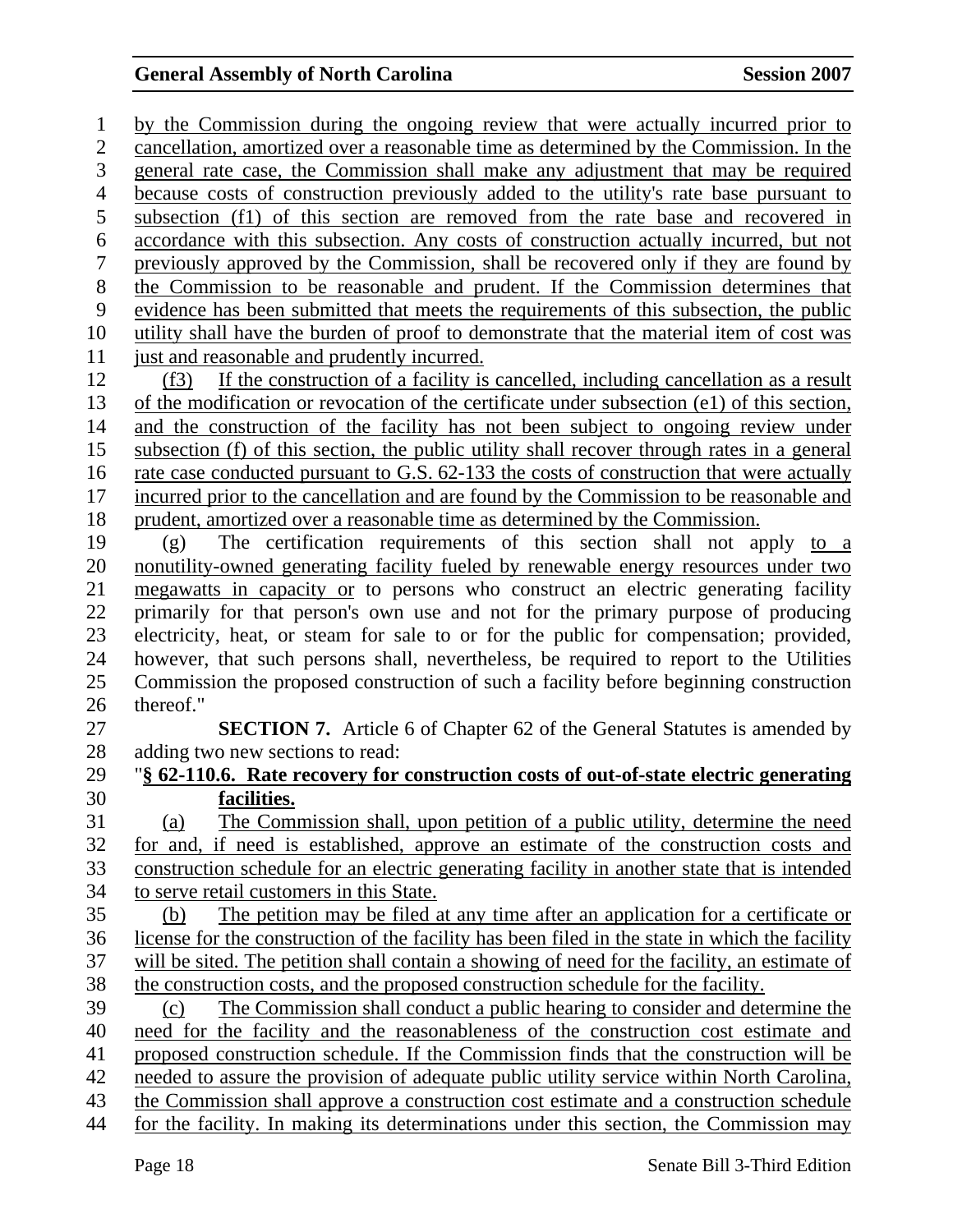by the Commission during the ongoing review that were actually incurred prior to cancellation, amortized over a reasonable time as determined by the Commission. In the general rate case, the Commission shall make any adjustment that may be required because costs of construction previously added to the utility's rate base pursuant to subsection (f1) of this section are removed from the rate base and recovered in accordance with this subsection. Any costs of construction actually incurred, but not previously approved by the Commission, shall be recovered only if they are found by the Commission to be reasonable and prudent. If the Commission determines that evidence has been submitted that meets the requirements of this subsection, the public utility shall have the burden of proof to demonstrate that the material item of cost was just and reasonable and prudently incurred.

(f3) If the construction of a facility is cancelled, including cancellation as a result of the modification or revocation of the certificate under subsection (e1) of this section, and the construction of the facility has not been subject to ongoing review under subsection (f) of this section, the public utility shall recover through rates in a general rate case conducted pursuant to G.S. 62-133 the costs of construction that were actually incurred prior to the cancellation and are found by the Commission to be reasonable and prudent, amortized over a reasonable time as determined by the Commission.

(g) The certification requirements of this section shall not apply to a nonutility-owned generating facility fueled by renewable energy resources under two megawatts in capacity or to persons who construct an electric generating facility primarily for that person's own use and not for the primary purpose of producing electricity, heat, or steam for sale to or for the public for compensation; provided, however, that such persons shall, nevertheless, be required to report to the Utilities Commission the proposed construction of such a facility before beginning construction thereof."

**SECTION 7.** Article 6 of Chapter 62 of the General Statutes is amended by adding two new sections to read:

"**§ 62-110.6. Rate recovery for construction costs of out-of-state electric generating facilities.**

(a) The Commission shall, upon petition of a public utility, determine the need for and, if need is established, approve an estimate of the construction costs and construction schedule for an electric generating facility in another state that is intended to serve retail customers in this State.

(b) The petition may be filed at any time after an application for a certificate or license for the construction of the facility has been filed in the state in which the facility will be sited. The petition shall contain a showing of need for the facility, an estimate of the construction costs, and the proposed construction schedule for the facility.

(c) The Commission shall conduct a public hearing to consider and determine the need for the facility and the reasonableness of the construction cost estimate and proposed construction schedule. If the Commission finds that the construction will be needed to assure the provision of adequate public utility service within North Carolina, the Commission shall approve a construction cost estimate and a construction schedule for the facility. In making its determinations under this section, the Commission may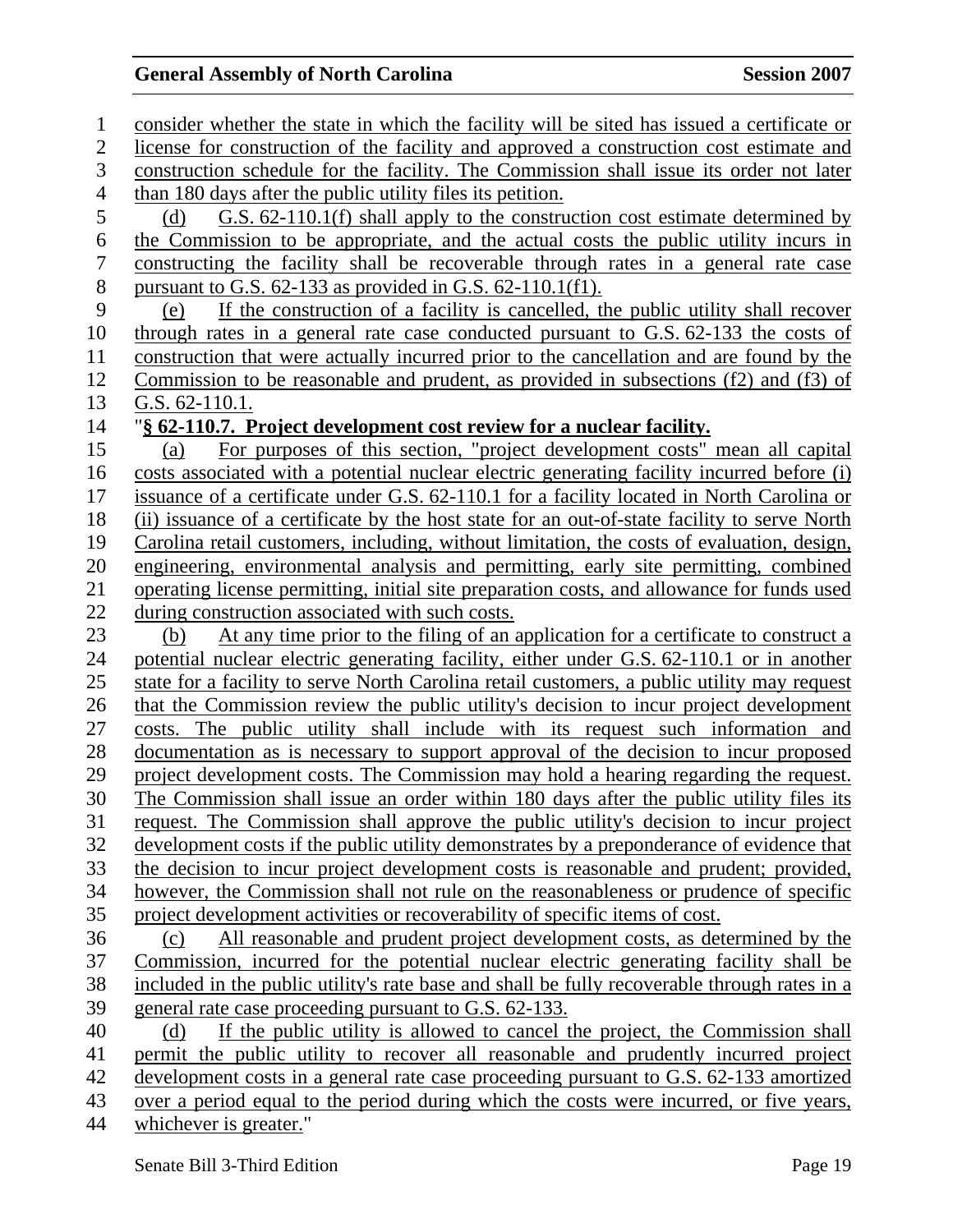consider whether the state in which the facility will be sited has issued a certificate or license for construction of the facility and approved a construction cost estimate and construction schedule for the facility. The Commission shall issue its order not later than 180 days after the public utility files its petition.

(d) G.S. 62-110.1(f) shall apply to the construction cost estimate determined by the Commission to be appropriate, and the actual costs the public utility incurs in constructing the facility shall be recoverable through rates in a general rate case pursuant to G.S. 62-133 as provided in G.S. 62-110.1(f1).

(e) If the construction of a facility is cancelled, the public utility shall recover through rates in a general rate case conducted pursuant to G.S. 62-133 the costs of construction that were actually incurred prior to the cancellation and are found by the Commission to be reasonable and prudent, as provided in subsections (f2) and (f3) of G.S. 62-110.1.

"**§ 62-110.7. Project development cost review for a nuclear facility.**

(a) For purposes of this section, "project development costs" mean all capital costs associated with a potential nuclear electric generating facility incurred before (i) issuance of a certificate under G.S. 62-110.1 for a facility located in North Carolina or (ii) issuance of a certificate by the host state for an out-of-state facility to serve North Carolina retail customers, including, without limitation, the costs of evaluation, design, engineering, environmental analysis and permitting, early site permitting, combined operating license permitting, initial site preparation costs, and allowance for funds used during construction associated with such costs.

(b) At any time prior to the filing of an application for a certificate to construct a potential nuclear electric generating facility, either under G.S. 62-110.1 or in another state for a facility to serve North Carolina retail customers, a public utility may request that the Commission review the public utility's decision to incur project development costs. The public utility shall include with its request such information and documentation as is necessary to support approval of the decision to incur proposed project development costs. The Commission may hold a hearing regarding the request. The Commission shall issue an order within 180 days after the public utility files its request. The Commission shall approve the public utility's decision to incur project development costs if the public utility demonstrates by a preponderance of evidence that the decision to incur project development costs is reasonable and prudent; provided, however, the Commission shall not rule on the reasonableness or prudence of specific project development activities or recoverability of specific items of cost.

(c) All reasonable and prudent project development costs, as determined by the Commission, incurred for the potential nuclear electric generating facility shall be included in the public utility's rate base and shall be fully recoverable through rates in a general rate case proceeding pursuant to G.S. 62-133.

(d) If the public utility is allowed to cancel the project, the Commission shall permit the public utility to recover all reasonable and prudently incurred project development costs in a general rate case proceeding pursuant to G.S. 62-133 amortized over a period equal to the period during which the costs were incurred, or five years, whichever is greater."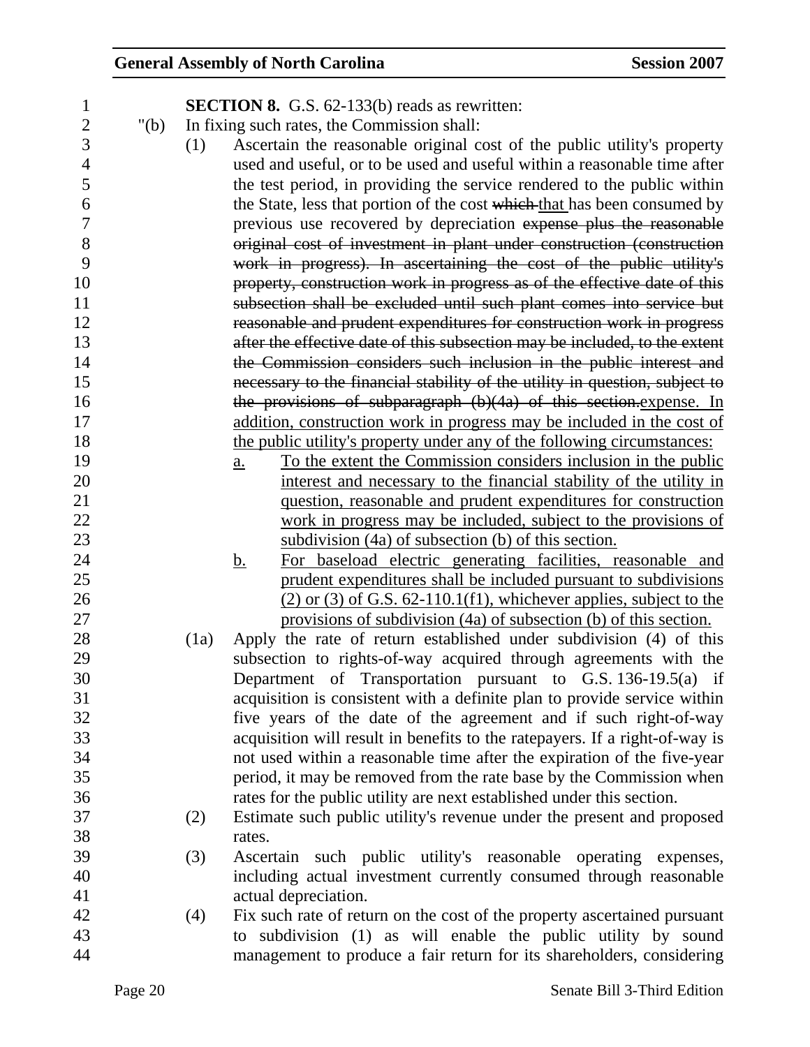**SECTION 8.** G.S. 62-133(b) reads as rewritten:

"(b) In fixing such rates, the Commission shall:

(1) Ascertain the reasonable original cost of the public utility's property used and useful, or to be used and useful within a reasonable time after the test period, in providing the service rendered to the public within the State, less that portion of the cost ~~which~~ <u>that</u> has been consumed by previous use recovered by depreciation ~~expense plus the reasonable original cost of investment in plant under construction (construction work in progress). In ascertaining the cost of the public utility's property, construction work in progress as of the effective date of this subsection shall be excluded until such plant comes into service but reasonable and prudent expenditures for construction work in progress after the effective date of this subsection may be included, to the extent the Commission considers such inclusion in the public interest and necessary to the financial stability of the utility in question, subject to the provisions of subparagraph (b)(4a) of this section.~~ <u>expense. In addition, construction work in progress may be included in the cost of the public utility's property under any of the following circumstances:</u>

<u>a. To the extent the Commission considers inclusion in the public interest and necessary to the financial stability of the utility in question, reasonable and prudent expenditures for construction work in progress may be included, subject to the provisions of subdivision (4a) of subsection (b) of this section.</u>

<u>b. For baseload electric generating facilities, reasonable and prudent expenditures shall be included pursuant to subdivisions (2) or (3) of G.S. 62-110.1(f1), whichever applies, subject to the provisions of subdivision (4a) of subsection (b) of this section.</u>

(1a) Apply the rate of return established under subdivision (4) of this subsection to rights-of-way acquired through agreements with the Department of Transportation pursuant to G.S. 136-19.5(a) if acquisition is consistent with a definite plan to provide service within five years of the date of the agreement and if such right-of-way acquisition will result in benefits to the ratepayers. If a right-of-way is not used within a reasonable time after the expiration of the five-year period, it may be removed from the rate base by the Commission when rates for the public utility are next established under this section.

(2) Estimate such public utility's revenue under the present and proposed rates.

(3) Ascertain such public utility's reasonable operating expenses, including actual investment currently consumed through reasonable actual depreciation.

(4) Fix such rate of return on the cost of the property ascertained pursuant to subdivision (1) as will enable the public utility by sound management to produce a fair return for its shareholders, considering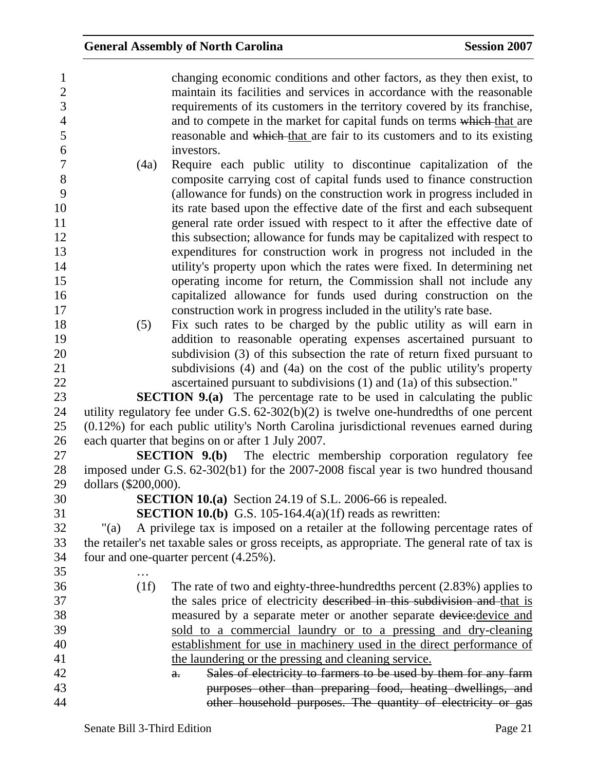changing economic conditions and other factors, as they then exist, to maintain its facilities and services in accordance with the reasonable requirements of its customers in the territory covered by its franchise, and to compete in the market for capital funds on terms ~~which~~ that are reasonable and ~~which~~ that are fair to its customers and to its existing investors.

(4a) Require each public utility to discontinue capitalization of the composite carrying cost of capital funds used to finance construction (allowance for funds) on the construction work in progress included in its rate based upon the effective date of the first and each subsequent general rate order issued with respect to it after the effective date of this subsection; allowance for funds may be capitalized with respect to expenditures for construction work in progress not included in the utility's property upon which the rates were fixed. In determining net operating income for return, the Commission shall not include any capitalized allowance for funds used during construction on the construction work in progress included in the utility's rate base.

(5) Fix such rates to be charged by the public utility as will earn in addition to reasonable operating expenses ascertained pursuant to subdivision (3) of this subsection the rate of return fixed pursuant to subdivisions (4) and (4a) on the cost of the public utility's property ascertained pursuant to subdivisions (1) and (1a) of this subsection."

**SECTION 9.(a)** The percentage rate to be used in calculating the public utility regulatory fee under G.S. 62-302(b)(2) is twelve one-hundredths of one percent (0.12%) for each public utility's North Carolina jurisdictional revenues earned during each quarter that begins on or after 1 July 2007.

**SECTION 9.(b)** The electric membership corporation regulatory fee imposed under G.S. 62-302(b1) for the 2007-2008 fiscal year is two hundred thousand dollars ($200,000).

**SECTION 10.(a)** Section 24.19 of S.L. 2006-66 is repealed.

**SECTION 10.(b)** G.S. 105-164.4(a)(1f) reads as rewritten:

"(a) A privilege tax is imposed on a retailer at the following percentage rates of the retailer's net taxable sales or gross receipts, as appropriate. The general rate of tax is four and one-quarter percent (4.25%).

…

(1f) The rate of two and eighty-three-hundredths percent (2.83%) applies to the sales price of electricity ~~described in this subdivision and~~ that is measured by a separate meter or another separate ~~device:~~device and sold to a commercial laundry or to a pressing and dry-cleaning establishment for use in machinery used in the direct performance of the laundering or the pressing and cleaning service.

~~a. Sales of electricity to farmers to be used by them for any farm purposes other than preparing food, heating dwellings, and other household purposes. The quantity of electricity or gas~~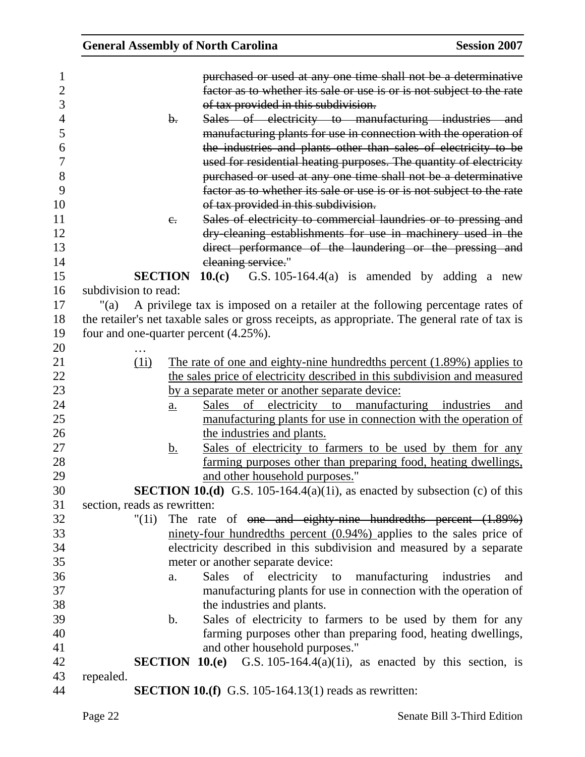~~purchased or used at any one time shall not be a determinative factor as to whether its sale or use is or is not subject to the rate of tax provided in this subdivision.~~

~~b. Sales of electricity to manufacturing industries and manufacturing plants for use in connection with the operation of the industries and plants other than sales of electricity to be used for residential heating purposes. The quantity of electricity purchased or used at any one time shall not be a determinative factor as to whether its sale or use is or is not subject to the rate of tax provided in this subdivision.~~

~~c. Sales of electricity to commercial laundries or to pressing and dry-cleaning establishments for use in machinery used in the direct performance of the laundering or the pressing and cleaning service.~~"

**SECTION 10.(c)** G.S. 105-164.4(a) is amended by adding a new subdivision to read:

"(a) A privilege tax is imposed on a retailer at the following percentage rates of the retailer's net taxable sales or gross receipts, as appropriate. The general rate of tax is four and one-quarter percent (4.25%).

…

<u>(1i) The rate of one and eighty-nine hundredths percent (1.89%) applies to the sales price of electricity described in this subdivision and measured by a separate meter or another separate device:</u>

<u>a. Sales of electricity to manufacturing industries and manufacturing plants for use in connection with the operation of the industries and plants.</u>

<u>b. Sales of electricity to farmers to be used by them for any farming purposes other than preparing food, heating dwellings, and other household purposes.</u>"

**SECTION 10.(d)** G.S. 105-164.4(a)(1i), as enacted by subsection (c) of this section, reads as rewritten:

"(1i) The rate of ~~one and eighty-nine hundredths percent (1.89%)~~ <u>ninety-four hundredths percent (0.94%)</u> applies to the sales price of electricity described in this subdivision and measured by a separate meter or another separate device:

a. Sales of electricity to manufacturing industries and manufacturing plants for use in connection with the operation of the industries and plants.

b. Sales of electricity to farmers to be used by them for any farming purposes other than preparing food, heating dwellings, and other household purposes."

**SECTION 10.(e)** G.S. 105-164.4(a)(1i), as enacted by this section, is repealed.

**SECTION 10.(f)** G.S. 105-164.13(1) reads as rewritten: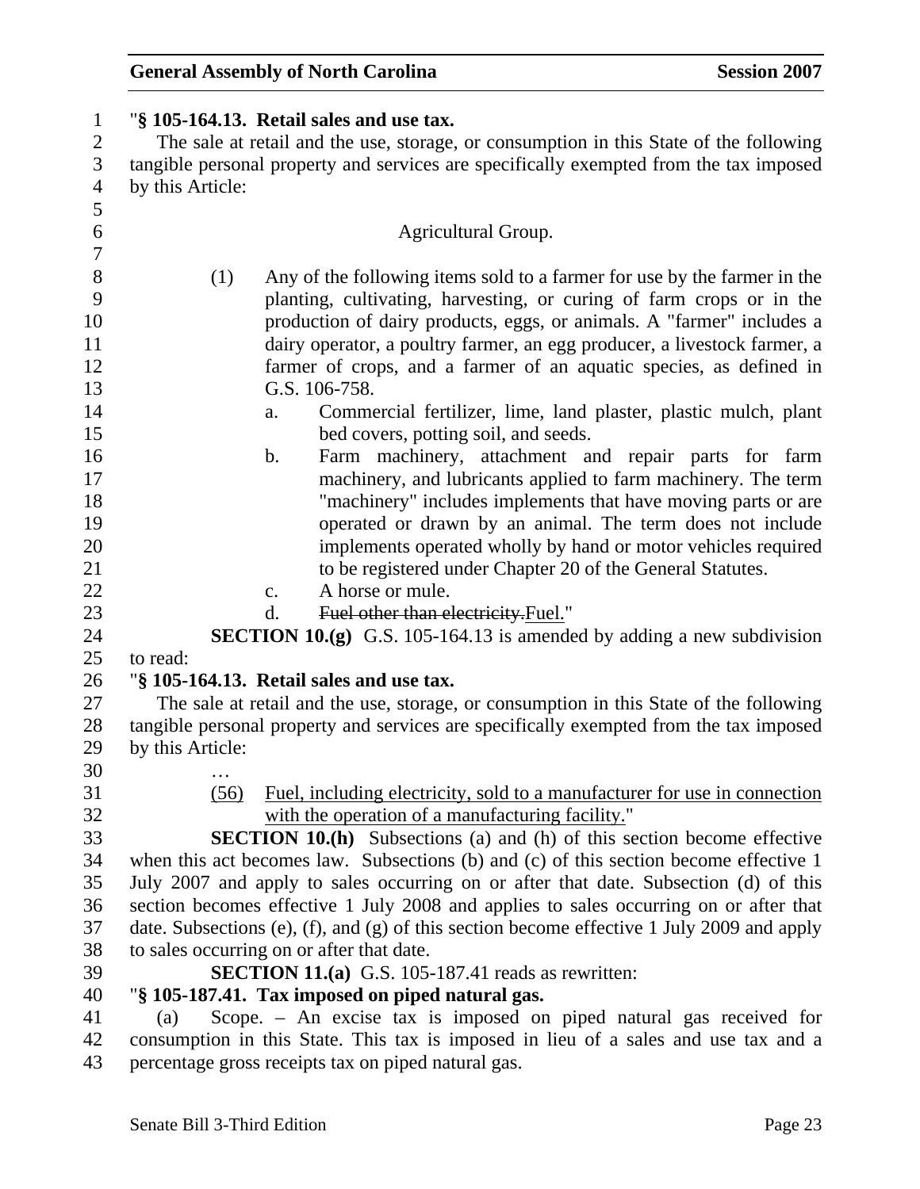"**§ 105-164.13. Retail sales and use tax.**

The sale at retail and the use, storage, or consumption in this State of the following tangible personal property and services are specifically exempted from the tax imposed by this Article:

Agricultural Group.

(1) Any of the following items sold to a farmer for use by the farmer in the planting, cultivating, harvesting, or curing of farm crops or in the production of dairy products, eggs, or animals. A "farmer" includes a dairy operator, a poultry farmer, an egg producer, a livestock farmer, a farmer of crops, and a farmer of an aquatic species, as defined in G.S. 106-758.

a. Commercial fertilizer, lime, land plaster, plastic mulch, plant bed covers, potting soil, and seeds.

b. Farm machinery, attachment and repair parts for farm machinery, and lubricants applied to farm machinery. The term "machinery" includes implements that have moving parts or are operated or drawn by an animal. The term does not include implements operated wholly by hand or motor vehicles required to be registered under Chapter 20 of the General Statutes.

c. A horse or mule.

d. ~~Fuel other than electricity.~~Fuel."

**SECTION 10.(g)** G.S. 105-164.13 is amended by adding a new subdivision to read:

"**§ 105-164.13. Retail sales and use tax.**

The sale at retail and the use, storage, or consumption in this State of the following tangible personal property and services are specifically exempted from the tax imposed by this Article:

…

(56) Fuel, including electricity, sold to a manufacturer for use in connection with the operation of a manufacturing facility."

**SECTION 10.(h)** Subsections (a) and (h) of this section become effective when this act becomes law. Subsections (b) and (c) of this section become effective 1 July 2007 and apply to sales occurring on or after that date. Subsection (d) of this section becomes effective 1 July 2008 and applies to sales occurring on or after that date. Subsections (e), (f), and (g) of this section become effective 1 July 2009 and apply to sales occurring on or after that date.

**SECTION 11.(a)** G.S. 105-187.41 reads as rewritten:

"**§ 105-187.41. Tax imposed on piped natural gas.**

(a) Scope. – An excise tax is imposed on piped natural gas received for consumption in this State. This tax is imposed in lieu of a sales and use tax and a percentage gross receipts tax on piped natural gas.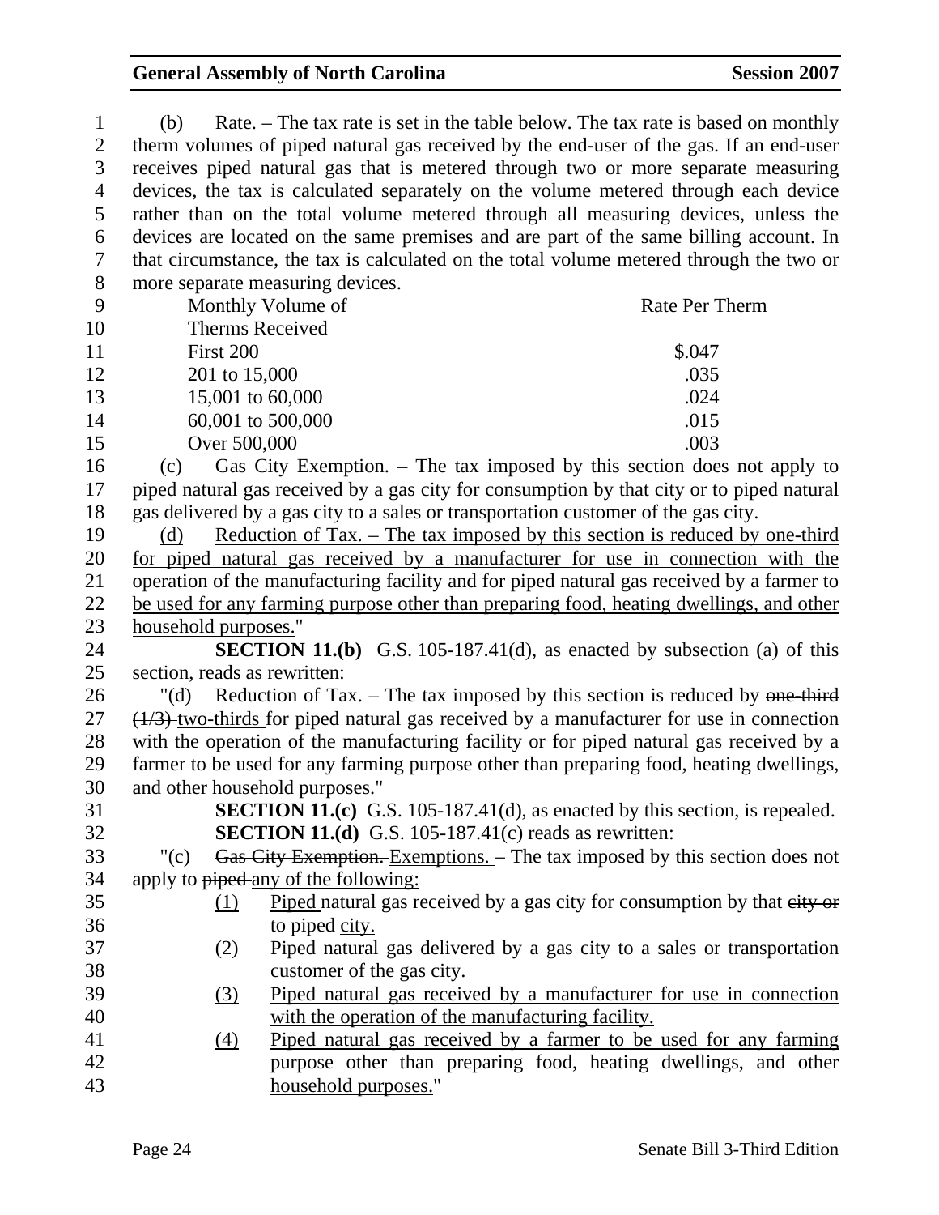(b) Rate. – The tax rate is set in the table below. The tax rate is based on monthly therm volumes of piped natural gas received by the end-user of the gas. If an end-user receives piped natural gas that is metered through two or more separate measuring devices, the tax is calculated separately on the volume metered through each device rather than on the total volume metered through all measuring devices, unless the devices are located on the same premises and are part of the same billing account. In that circumstance, the tax is calculated on the total volume metered through the two or more separate measuring devices.

| Monthly Volume of Therms Received | Rate Per Therm |
|---|---|
| First 200 | \$.047 |
| 201 to 15,000 | .035 |
| 15,001 to 60,000 | .024 |
| 60,001 to 500,000 | .015 |
| Over 500,000 | .003 |

(c) Gas City Exemption. – The tax imposed by this section does not apply to piped natural gas received by a gas city for consumption by that city or to piped natural gas delivered by a gas city to a sales or transportation customer of the gas city.

<u>(d) Reduction of Tax. – The tax imposed by this section is reduced by one-third for piped natural gas received by a manufacturer for use in connection with the operation of the manufacturing facility and for piped natural gas received by a farmer to be used for any farming purpose other than preparing food, heating dwellings, and other household purposes.</u>"

**SECTION 11.(b)** G.S. 105-187.41(d), as enacted by subsection (a) of this section, reads as rewritten:

"(d) Reduction of Tax. – The tax imposed by this section is reduced by ~~one-third (1/3)~~ <u>two-thirds</u> for piped natural gas received by a manufacturer for use in connection with the operation of the manufacturing facility or for piped natural gas received by a farmer to be used for any farming purpose other than preparing food, heating dwellings, and other household purposes."

**SECTION 11.(c)** G.S. 105-187.41(d), as enacted by this section, is repealed.

**SECTION 11.(d)** G.S. 105-187.41(c) reads as rewritten:

"(c) ~~Gas City Exemption.~~ <u>Exemptions.</u> – The tax imposed by this section does not apply to ~~piped~~ <u>any of the following:</u>

<u>(1)</u> <u>Piped</u> natural gas received by a gas city for consumption by that ~~city or to piped~~ city.

<u>(2)</u> <u>Piped</u> natural gas delivered by a gas city to a sales or transportation customer of the gas city.

<u>(3)</u> <u>Piped natural gas received by a manufacturer for use in connection with the operation of the manufacturing facility.</u>

<u>(4)</u> <u>Piped natural gas received by a farmer to be used for any farming purpose other than preparing food, heating dwellings, and other household purposes.</u>"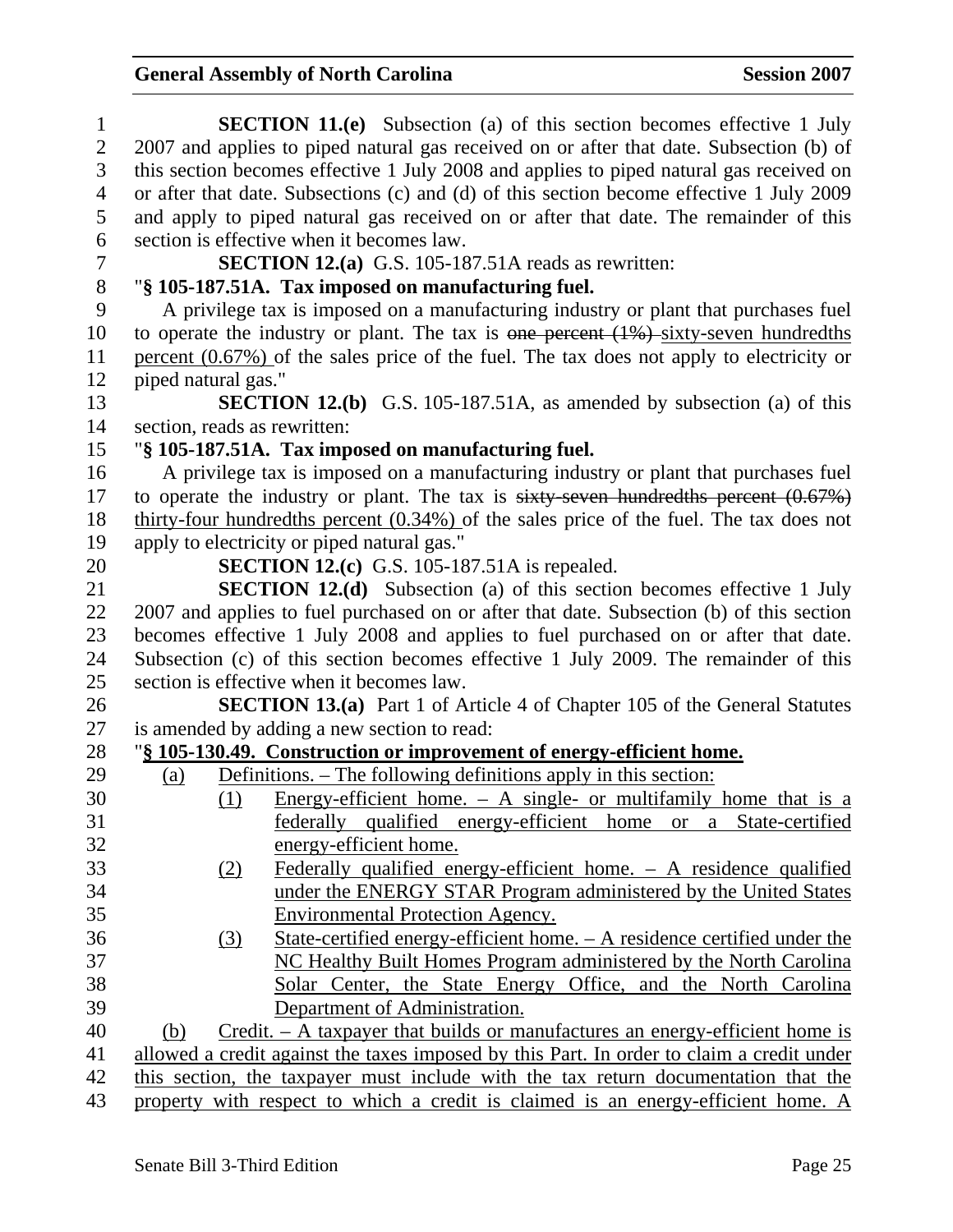**SECTION 11.(e)** Subsection (a) of this section becomes effective 1 July 2007 and applies to piped natural gas received on or after that date. Subsection (b) of this section becomes effective 1 July 2008 and applies to piped natural gas received on or after that date. Subsections (c) and (d) of this section become effective 1 July 2009 and apply to piped natural gas received on or after that date. The remainder of this section is effective when it becomes law.

**SECTION 12.(a)** G.S. 105-187.51A reads as rewritten:

"**§ 105-187.51A. Tax imposed on manufacturing fuel.**

A privilege tax is imposed on a manufacturing industry or plant that purchases fuel to operate the industry or plant. The tax is ~~one percent (1%)~~ sixty-seven hundredths percent (0.67%) of the sales price of the fuel. The tax does not apply to electricity or piped natural gas."

**SECTION 12.(b)** G.S. 105-187.51A, as amended by subsection (a) of this section, reads as rewritten:

"**§ 105-187.51A. Tax imposed on manufacturing fuel.**

A privilege tax is imposed on a manufacturing industry or plant that purchases fuel to operate the industry or plant. The tax is ~~sixty-seven hundredths percent (0.67%)~~ thirty-four hundredths percent (0.34%) of the sales price of the fuel. The tax does not apply to electricity or piped natural gas."

**SECTION 12.(c)** G.S. 105-187.51A is repealed.

**SECTION 12.(d)** Subsection (a) of this section becomes effective 1 July 2007 and applies to fuel purchased on or after that date. Subsection (b) of this section becomes effective 1 July 2008 and applies to fuel purchased on or after that date. Subsection (c) of this section becomes effective 1 July 2009. The remainder of this section is effective when it becomes law.

**SECTION 13.(a)** Part 1 of Article 4 of Chapter 105 of the General Statutes is amended by adding a new section to read:

"**§ 105-130.49. Construction or improvement of energy-efficient home.**

(a) Definitions. – The following definitions apply in this section:

(1) Energy-efficient home. – A single- or multifamily home that is a federally qualified energy-efficient home or a State-certified energy-efficient home.

(2) Federally qualified energy-efficient home. – A residence qualified under the ENERGY STAR Program administered by the United States Environmental Protection Agency.

(3) State-certified energy-efficient home. – A residence certified under the NC Healthy Built Homes Program administered by the North Carolina Solar Center, the State Energy Office, and the North Carolina Department of Administration.

(b) Credit. – A taxpayer that builds or manufactures an energy-efficient home is allowed a credit against the taxes imposed by this Part. In order to claim a credit under this section, the taxpayer must include with the tax return documentation that the property with respect to which a credit is claimed is an energy-efficient home. A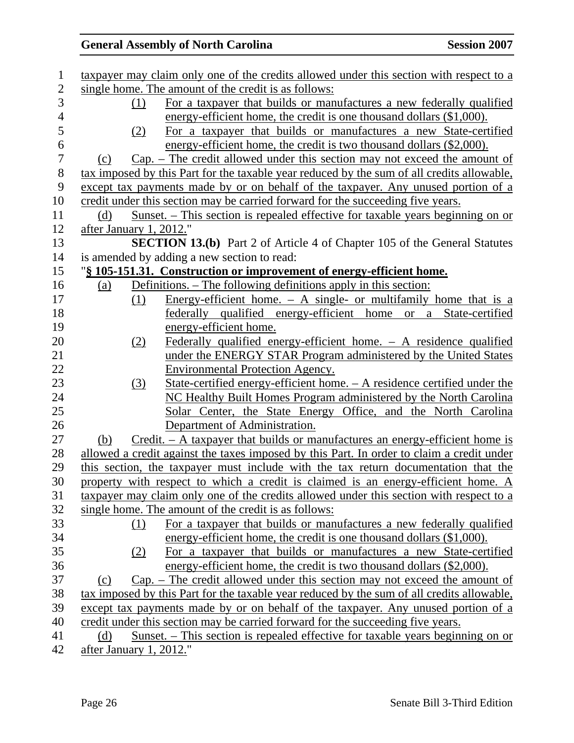taxpayer may claim only one of the credits allowed under this section with respect to a single home. The amount of the credit is as follows:

(1) For a taxpayer that builds or manufactures a new federally qualified energy-efficient home, the credit is one thousand dollars ($1,000).

(2) For a taxpayer that builds or manufactures a new State-certified energy-efficient home, the credit is two thousand dollars ($2,000).

(c) Cap. – The credit allowed under this section may not exceed the amount of tax imposed by this Part for the taxable year reduced by the sum of all credits allowable, except tax payments made by or on behalf of the taxpayer. Any unused portion of a credit under this section may be carried forward for the succeeding five years.

(d) Sunset. – This section is repealed effective for taxable years beginning on or after January 1, 2012."

**SECTION 13.(b)** Part 2 of Article 4 of Chapter 105 of the General Statutes is amended by adding a new section to read:

"**§ 105-151.31. Construction or improvement of energy-efficient home.**

(a) Definitions. – The following definitions apply in this section:

(1) Energy-efficient home. – A single- or multifamily home that is a federally qualified energy-efficient home or a State-certified energy-efficient home.

(2) Federally qualified energy-efficient home. – A residence qualified under the ENERGY STAR Program administered by the United States Environmental Protection Agency.

(3) State-certified energy-efficient home. – A residence certified under the NC Healthy Built Homes Program administered by the North Carolina Solar Center, the State Energy Office, and the North Carolina Department of Administration.

(b) Credit. – A taxpayer that builds or manufactures an energy-efficient home is allowed a credit against the taxes imposed by this Part. In order to claim a credit under this section, the taxpayer must include with the tax return documentation that the property with respect to which a credit is claimed is an energy-efficient home. A taxpayer may claim only one of the credits allowed under this section with respect to a single home. The amount of the credit is as follows:

(1) For a taxpayer that builds or manufactures a new federally qualified energy-efficient home, the credit is one thousand dollars ($1,000).

(2) For a taxpayer that builds or manufactures a new State-certified energy-efficient home, the credit is two thousand dollars ($2,000).

(c) Cap. – The credit allowed under this section may not exceed the amount of tax imposed by this Part for the taxable year reduced by the sum of all credits allowable, except tax payments made by or on behalf of the taxpayer. Any unused portion of a credit under this section may be carried forward for the succeeding five years.

(d) Sunset. – This section is repealed effective for taxable years beginning on or after January 1, 2012."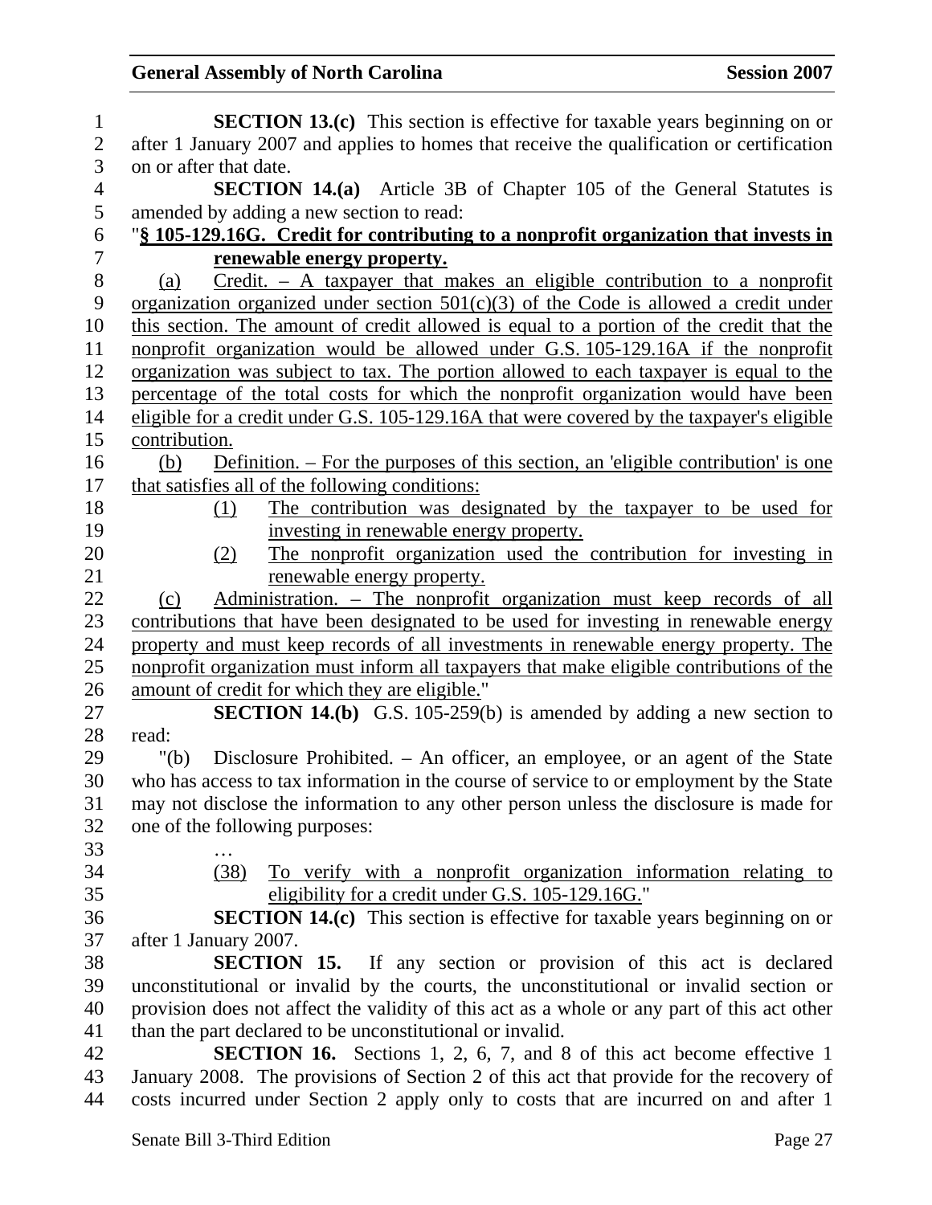**SECTION 13.(c)** This section is effective for taxable years beginning on or after 1 January 2007 and applies to homes that receive the qualification or certification on or after that date.

**SECTION 14.(a)** Article 3B of Chapter 105 of the General Statutes is amended by adding a new section to read:

"**§ 105-129.16G. Credit for contributing to a nonprofit organization that invests in renewable energy property.**

(a) Credit. – A taxpayer that makes an eligible contribution to a nonprofit organization organized under section 501(c)(3) of the Code is allowed a credit under this section. The amount of credit allowed is equal to a portion of the credit that the nonprofit organization would be allowed under G.S. 105-129.16A if the nonprofit organization was subject to tax. The portion allowed to each taxpayer is equal to the percentage of the total costs for which the nonprofit organization would have been eligible for a credit under G.S. 105-129.16A that were covered by the taxpayer's eligible contribution.

(b) Definition. – For the purposes of this section, an 'eligible contribution' is one that satisfies all of the following conditions:

(1) The contribution was designated by the taxpayer to be used for investing in renewable energy property.

(2) The nonprofit organization used the contribution for investing in renewable energy property.

(c) Administration. – The nonprofit organization must keep records of all contributions that have been designated to be used for investing in renewable energy property and must keep records of all investments in renewable energy property. The nonprofit organization must inform all taxpayers that make eligible contributions of the amount of credit for which they are eligible."

**SECTION 14.(b)** G.S. 105-259(b) is amended by adding a new section to read:

"(b) Disclosure Prohibited. – An officer, an employee, or an agent of the State who has access to tax information in the course of service to or employment by the State may not disclose the information to any other person unless the disclosure is made for one of the following purposes:

…

(38) To verify with a nonprofit organization information relating to eligibility for a credit under G.S. 105-129.16G."

**SECTION 14.(c)** This section is effective for taxable years beginning on or after 1 January 2007.

**SECTION 15.** If any section or provision of this act is declared unconstitutional or invalid by the courts, the unconstitutional or invalid section or provision does not affect the validity of this act as a whole or any part of this act other than the part declared to be unconstitutional or invalid.

**SECTION 16.** Sections 1, 2, 6, 7, and 8 of this act become effective 1 January 2008. The provisions of Section 2 of this act that provide for the recovery of costs incurred under Section 2 apply only to costs that are incurred on and after 1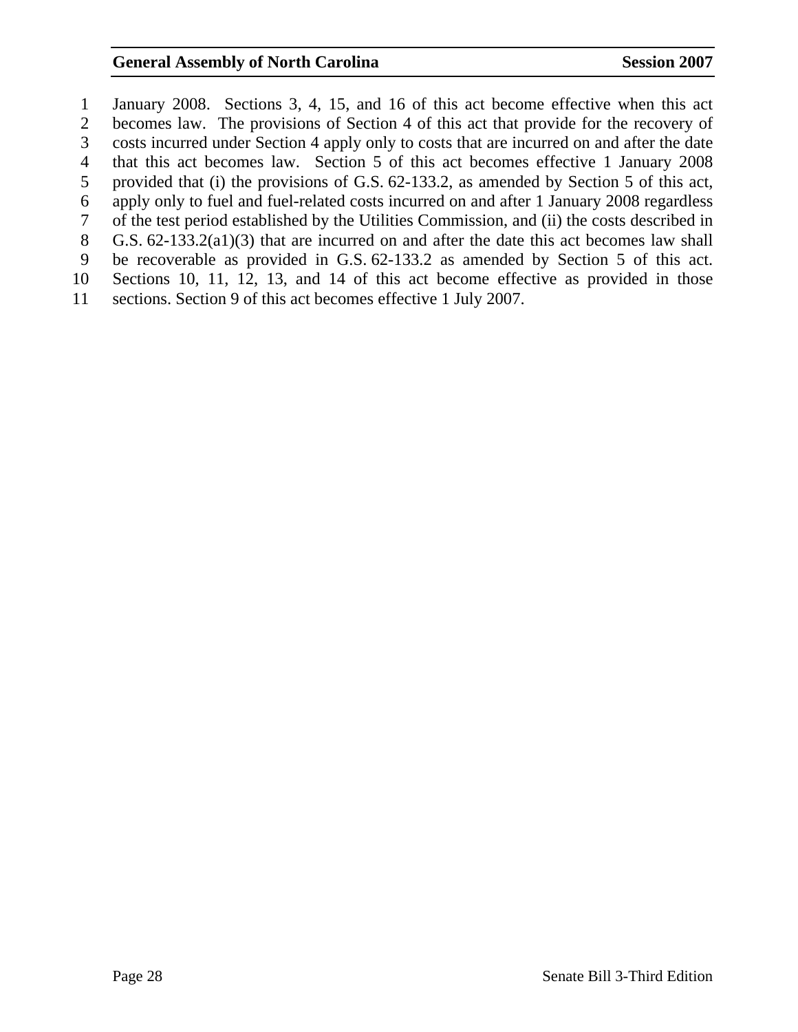January 2008. Sections 3, 4, 15, and 16 of this act become effective when this act becomes law. The provisions of Section 4 of this act that provide for the recovery of costs incurred under Section 4 apply only to costs that are incurred on and after the date that this act becomes law. Section 5 of this act becomes effective 1 January 2008 provided that (i) the provisions of G.S. 62-133.2, as amended by Section 5 of this act, apply only to fuel and fuel-related costs incurred on and after 1 January 2008 regardless of the test period established by the Utilities Commission, and (ii) the costs described in G.S. 62-133.2(a1)(3) that are incurred on and after the date this act becomes law shall be recoverable as provided in G.S. 62-133.2 as amended by Section 5 of this act. Sections 10, 11, 12, 13, and 14 of this act become effective as provided in those sections. Section 9 of this act becomes effective 1 July 2007.